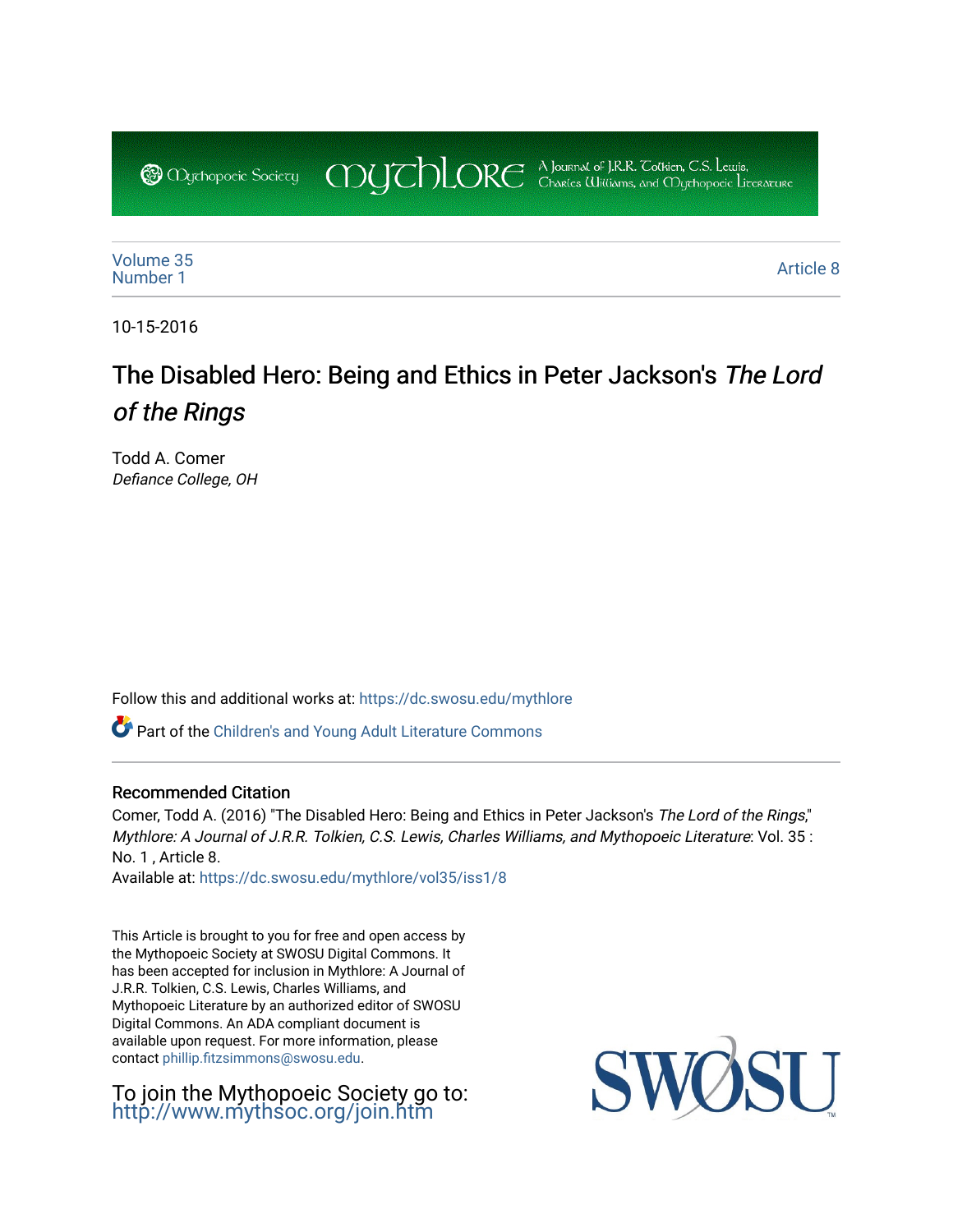Mythopoeic Society  Mythlore  A Journal of J.R.R. Tolkien, C.S. Lewis, Charles Williams, and Mythopoeic Literature

Volume 35
Number 1

Article 8

10-15-2016

# The Disabled Hero: Being and Ethics in Peter Jackson's *The Lord of the Rings*

Todd A. Comer
*Defiance College, OH*

Follow this and additional works at: https://dc.swosu.edu/mythlore

Part of the Children's and Young Adult Literature Commons

## Recommended Citation

Comer, Todd A. (2016) "The Disabled Hero: Being and Ethics in Peter Jackson's *The Lord of the Rings*," *Mythlore: A Journal of J.R.R. Tolkien, C.S. Lewis, Charles Williams, and Mythopoeic Literature*: Vol. 35 : No. 1 , Article 8.
Available at: https://dc.swosu.edu/mythlore/vol35/iss1/8

This Article is brought to you for free and open access by the Mythopoeic Society at SWOSU Digital Commons. It has been accepted for inclusion in Mythlore: A Journal of J.R.R. Tolkien, C.S. Lewis, Charles Williams, and Mythopoeic Literature by an authorized editor of SWOSU Digital Commons. An ADA compliant document is available upon request. For more information, please contact phillip.fitzsimmons@swosu.edu.

To join the Mythopoeic Society go to: http://www.mythsoc.org/join.htm

SWOSU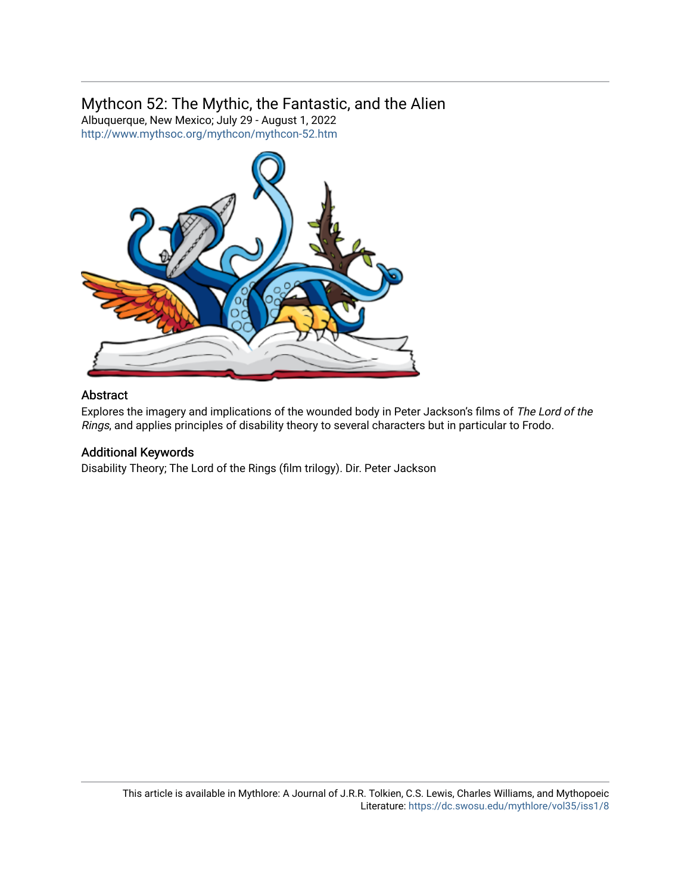# Mythcon 52: The Mythic, the Fantastic, and the Alien

Albuquerque, New Mexico; July 29 - August 1, 2022

http://www.mythsoc.org/mythcon/mythcon-52.htm

## Abstract

Explores the imagery and implications of the wounded body in Peter Jackson's films of *The Lord of the Rings*, and applies principles of disability theory to several characters but in particular to Frodo.

## Additional Keywords

Disability Theory; The Lord of the Rings (film trilogy). Dir. Peter Jackson

This article is available in Mythlore: A Journal of J.R.R. Tolkien, C.S. Lewis, Charles Williams, and Mythopoeic Literature: https://dc.swosu.edu/mythlore/vol35/iss1/8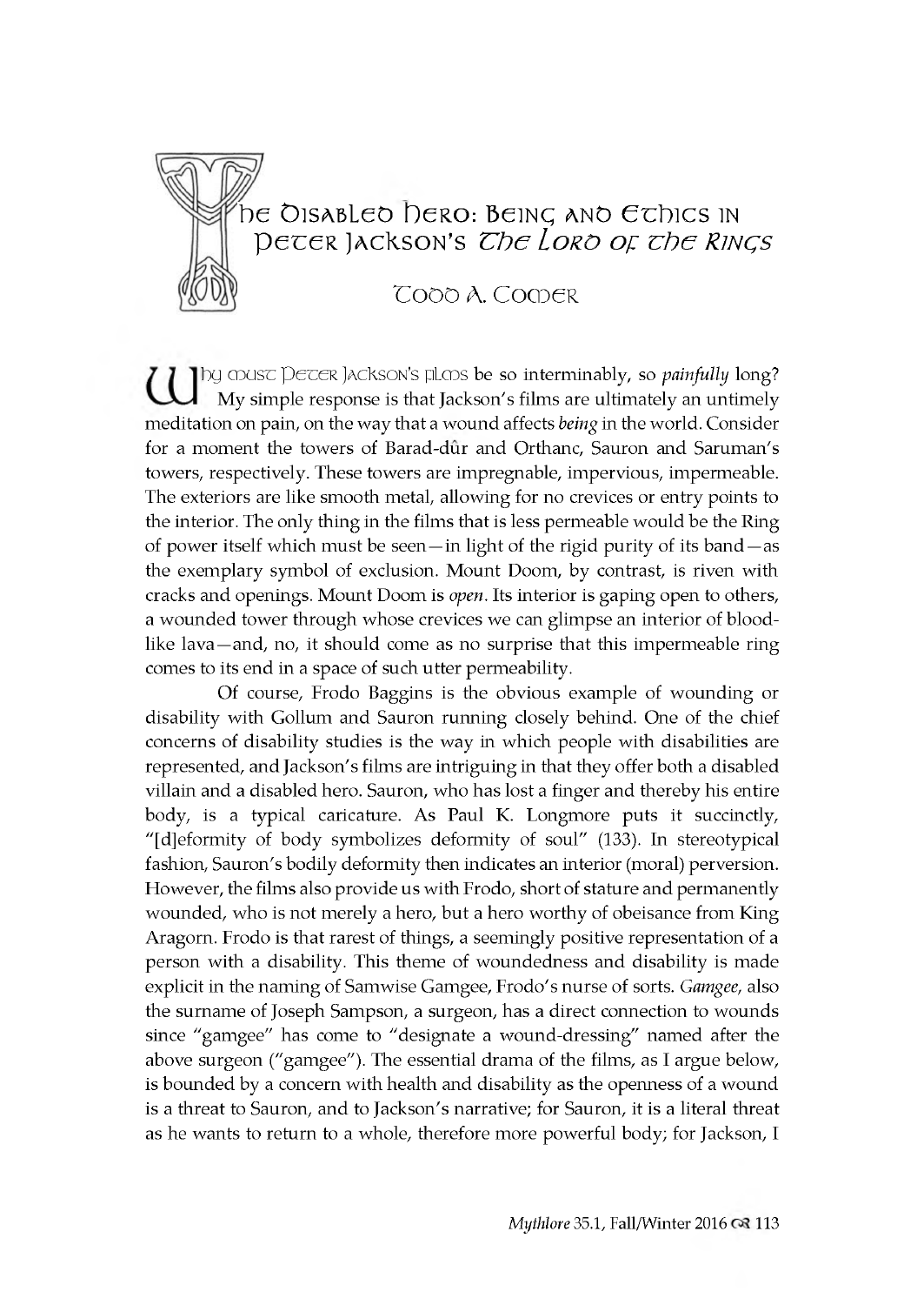# The Disabled Hero: Being and Ethics in Peter Jackson's *The Lord of the Rings*

## Todd A. Comer

Why must Peter Jackson's films be so interminably, so *painfully* long? My simple response is that Jackson's films are ultimately an untimely meditation on pain, on the way that a wound affects *being* in the world. Consider for a moment the towers of Barad-dûr and Orthanc, Sauron and Saruman's towers, respectively. These towers are impregnable, impervious, impermeable. The exteriors are like smooth metal, allowing for no crevices or entry points to the interior. The only thing in the films that is less permeable would be the Ring of power itself which must be seen—in light of the rigid purity of its band—as the exemplary symbol of exclusion. Mount Doom, by contrast, is riven with cracks and openings. Mount Doom is *open*. Its interior is gaping open to others, a wounded tower through whose crevices we can glimpse an interior of blood-like lava—and, no, it should come as no surprise that this impermeable ring comes to its end in a space of such utter permeability.

Of course, Frodo Baggins is the obvious example of wounding or disability with Gollum and Sauron running closely behind. One of the chief concerns of disability studies is the way in which people with disabilities are represented, and Jackson's films are intriguing in that they offer both a disabled villain and a disabled hero. Sauron, who has lost a finger and thereby his entire body, is a typical caricature. As Paul K. Longmore puts it succinctly, "[d]eformity of body symbolizes deformity of soul" (133). In stereotypical fashion, Sauron's bodily deformity then indicates an interior (moral) perversion. However, the films also provide us with Frodo, short of stature and permanently wounded, who is not merely a hero, but a hero worthy of obeisance from King Aragorn. Frodo is that rarest of things, a seemingly positive representation of a person with a disability. This theme of woundedness and disability is made explicit in the naming of Samwise Gamgee, Frodo's nurse of sorts. *Gamgee*, also the surname of Joseph Sampson, a surgeon, has a direct connection to wounds since "gamgee" has come to "designate a wound-dressing" named after the above surgeon ("gamgee"). The essential drama of the films, as I argue below, is bounded by a concern with health and disability as the openness of a wound is a threat to Sauron, and to Jackson's narrative; for Sauron, it is a literal threat as he wants to return to a whole, therefore more powerful body; for Jackson, I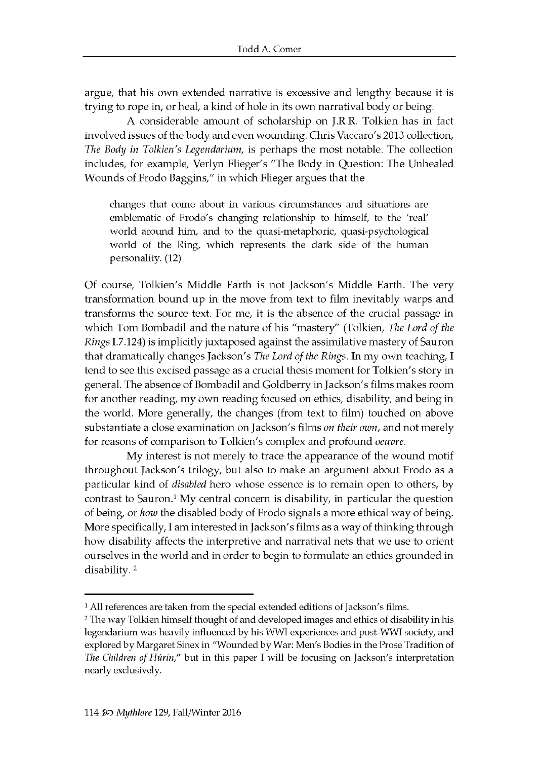argue, that his own extended narrative is excessive and lengthy because it is trying to rope in, or heal, a kind of hole in its own narratival body or being.

A considerable amount of scholarship on J.R.R. Tolkien has in fact involved issues of the body and even wounding. Chris Vaccaro's 2013 collection, *The Body in Tolkien's Legendarium*, is perhaps the most notable. The collection includes, for example, Verlyn Flieger's "The Body in Question: The Unhealed Wounds of Frodo Baggins," in which Flieger argues that the

> changes that come about in various circumstances and situations are emblematic of Frodo's changing relationship to himself, to the 'real' world around him, and to the quasi-metaphoric, quasi-psychological world of the Ring, which represents the dark side of the human personality. (12)

Of course, Tolkien's Middle Earth is not Jackson's Middle Earth. The very transformation bound up in the move from text to film inevitably warps and transforms the source text. For me, it is the absence of the crucial passage in which Tom Bombadil and the nature of his "mastery" (Tolkien, *The Lord of the Rings* I.7.124) is implicitly juxtaposed against the assimilative mastery of Sauron that dramatically changes Jackson's *The Lord of the Rings*. In my own teaching, I tend to see this excised passage as a crucial thesis moment for Tolkien's story in general. The absence of Bombadil and Goldberry in Jackson's films makes room for another reading, my own reading focused on ethics, disability, and being in the world. More generally, the changes (from text to film) touched on above substantiate a close examination on Jackson's films *on their own*, and not merely for reasons of comparison to Tolkien's complex and profound *oeuvre*.

My interest is not merely to trace the appearance of the wound motif throughout Jackson's trilogy, but also to make an argument about Frodo as a particular kind of *disabled* hero whose essence is to remain open to others, by contrast to Sauron.[1] My central concern is disability, in particular the question of being, or *how* the disabled body of Frodo signals a more ethical way of being. More specifically, I am interested in Jackson's films as a way of thinking through how disability affects the interpretive and narrative nets that we use to orient ourselves in the world and in order to begin to formulate an ethics grounded in disability. [2]

---

[1] All references are taken from the special extended editions of Jackson's films.

[2] The way Tolkien himself thought of and developed images and ethics of disability in his legendarium was heavily influenced by his WWI experiences and post-WWI society, and explored by Margaret Sinex in "Wounded by War: Men's Bodies in the Prose Tradition of *The Children of Húrin*," but in this paper I will be focusing on Jackson's interpretation nearly exclusively.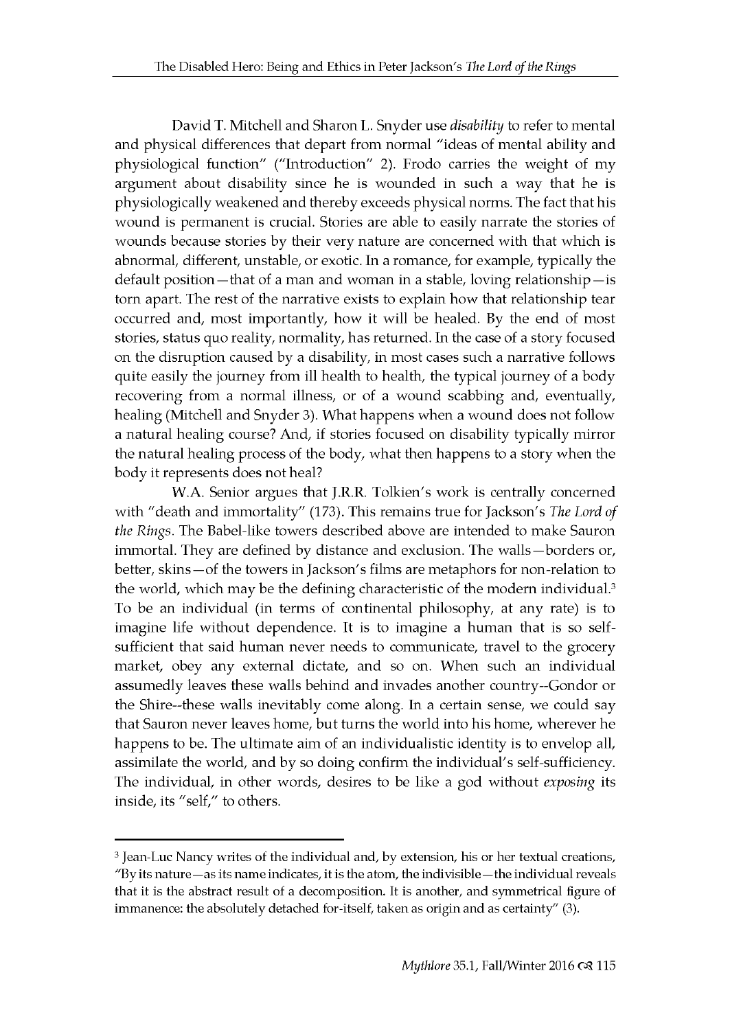David T. Mitchell and Sharon L. Snyder use *disability* to refer to mental and physical differences that depart from normal "ideas of mental ability and physiological function" ("Introduction" 2). Frodo carries the weight of my argument about disability since he is wounded in such a way that he is physiologically weakened and thereby exceeds physical norms. The fact that his wound is permanent is crucial. Stories are able to easily narrate the stories of wounds because stories by their very nature are concerned with that which is abnormal, different, unstable, or exotic. In a romance, for example, typically the default position—that of a man and woman in a stable, loving relationship—is torn apart. The rest of the narrative exists to explain how that relationship tear occurred and, most importantly, how it will be healed. By the end of most stories, status quo reality, normality, has returned. In the case of a story focused on the disruption caused by a disability, in most cases such a narrative follows quite easily the journey from ill health to health, the typical journey of a body recovering from a normal illness, or of a wound scabbing and, eventually, healing (Mitchell and Snyder 3). What happens when a wound does not follow a natural healing course? And, if stories focused on disability typically mirror the natural healing process of the body, what then happens to a story when the body it represents does not heal?

W.A. Senior argues that J.R.R. Tolkien's work is centrally concerned with "death and immortality" (173). This remains true for Jackson's *The Lord of the Rings*. The Babel-like towers described above are intended to make Sauron immortal. They are defined by distance and exclusion. The walls—borders or, better, skins—of the towers in Jackson's films are metaphors for non-relation to the world, which may be the defining characteristic of the modern individual.[3] To be an individual (in terms of continental philosophy, at any rate) is to imagine life without dependence. It is to imagine a human that is so self-sufficient that said human never needs to communicate, travel to the grocery market, obey any external dictate, and so on. When such an individual assumedly leaves these walls behind and invades another country--Gondor or the Shire--these walls inevitably come along. In a certain sense, we could say that Sauron never leaves home, but turns the world into his home, wherever he happens to be. The ultimate aim of an individualistic identity is to envelop all, assimilate the world, and by so doing confirm the individual's self-sufficiency. The individual, in other words, desires to be like a god without *exposing* its inside, its "self," to others.

---

[3] Jean-Luc Nancy writes of the individual and, by extension, his or her textual creations, "By its nature—as its name indicates, it is the atom, the indivisible—the individual reveals that it is the abstract result of a decomposition. It is another, and symmetrical figure of immanence: the absolutely detached for-itself, taken as origin and as certainty" (3).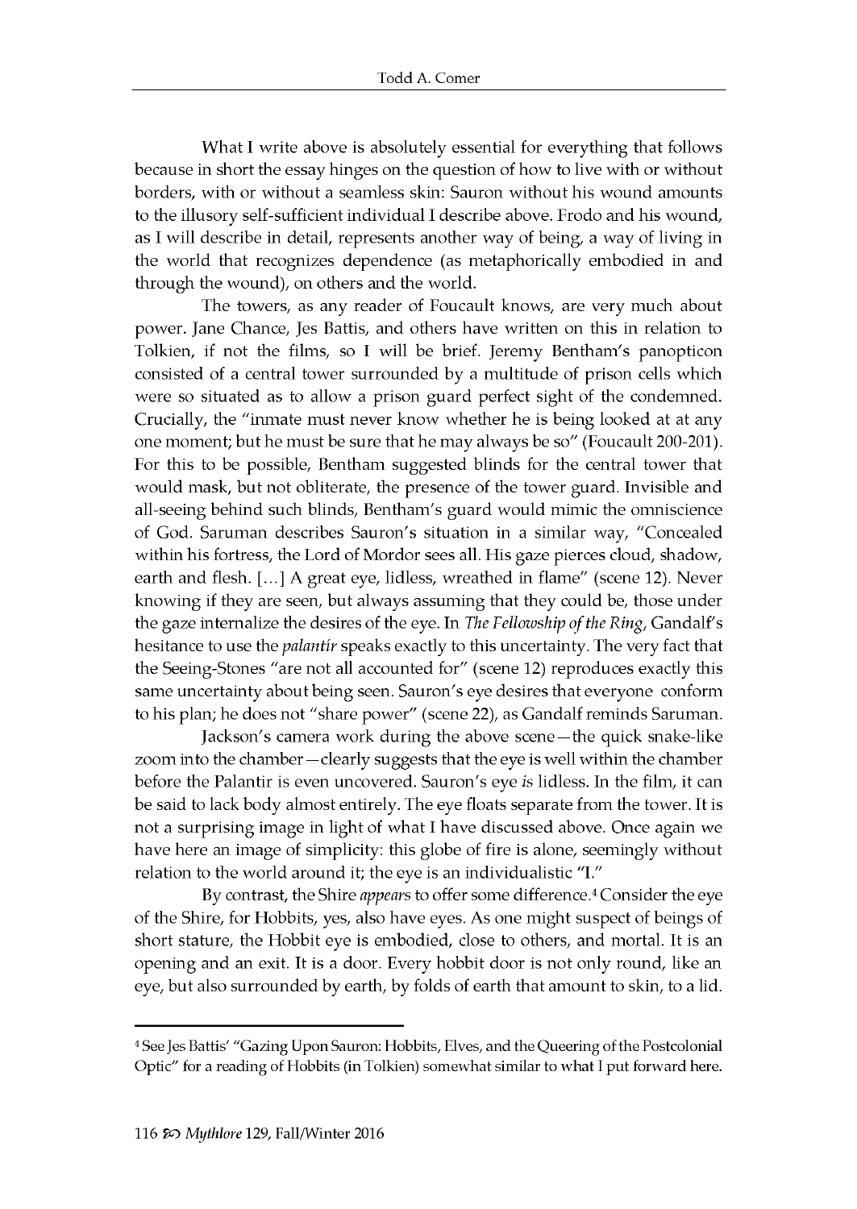What I write above is absolutely essential for everything that follows because in short the essay hinges on the question of how to live with or without borders, with or without a seamless skin: Sauron without his wound amounts to the illusory self-sufficient individual I describe above. Frodo and his wound, as I will describe in detail, represents another way of being, a way of living in the world that recognizes dependence (as metaphorically embodied in and through the wound), on others and the world.

The towers, as any reader of Foucault knows, are very much about power. Jane Chance, Jes Battis, and others have written on this in relation to Tolkien, if not the films, so I will be brief. Jeremy Bentham's panopticon consisted of a central tower surrounded by a multitude of prison cells which were so situated as to allow a prison guard perfect sight of the condemned. Crucially, the "inmate must never know whether he is being looked at at any one moment; but he must be sure that he may always be so" (Foucault 200-201). For this to be possible, Bentham suggested blinds for the central tower that would mask, but not obliterate, the presence of the tower guard. Invisible and all-seeing behind such blinds, Bentham's guard would mimic the omniscience of God. Saruman describes Sauron's situation in a similar way, "Concealed within his fortress, the Lord of Mordor sees all. His gaze pierces cloud, shadow, earth and flesh. [...] A great eye, lidless, wreathed in flame" (scene 12). Never knowing if they are seen, but always assuming that they could be, those under the gaze internalize the desires of the eye. In *The Fellowship of the Ring*, Gandalf's hesitance to use the *palantír* speaks exactly to this uncertainty. The very fact that the Seeing-Stones "are not all accounted for" (scene 12) reproduces exactly this same uncertainty about being seen. Sauron's eye desires that everyone conform to his plan; he does not "share power" (scene 22), as Gandalf reminds Saruman.

Jackson's camera work during the above scene—the quick snake-like zoom into the chamber—clearly suggests that the eye is well within the chamber before the Palantir is even uncovered. Sauron's eye *is* lidless. In the film, it can be said to lack body almost entirely. The eye floats separate from the tower. It is not a surprising image in light of what I have discussed above. Once again we have here an image of simplicity: this globe of fire is alone, seemingly without relation to the world around it; the eye is an individualistic "I."

By contrast, the Shire *appears* to offer some difference.[4] Consider the eye of the Shire, for Hobbits, yes, also have eyes. As one might suspect of beings of short stature, the Hobbit eye is embodied, close to others, and mortal. It is an opening and an exit. It is a door. Every hobbit door is not only round, like an eye, but also surrounded by earth, by folds of earth that amount to skin, to a lid.

---

[4] See Jes Battis' "Gazing Upon Sauron: Hobbits, Elves, and the Queering of the Postcolonial Optic" for a reading of Hobbits (in Tolkien) somewhat similar to what I put forward here.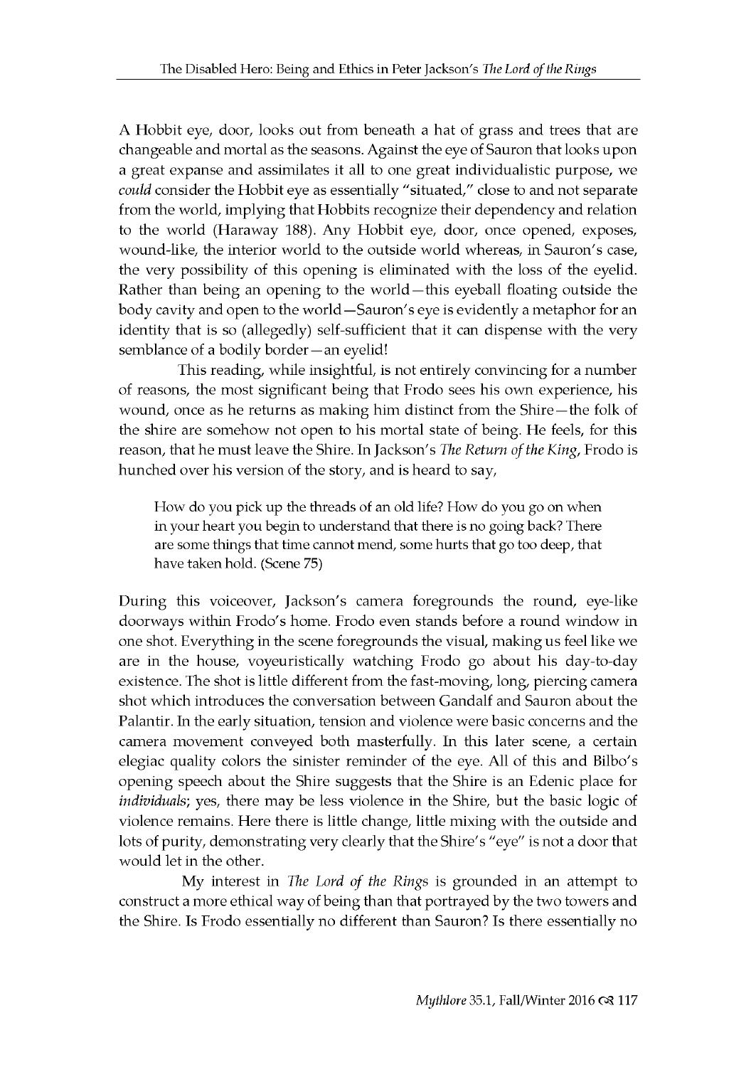A Hobbit eye, door, looks out from beneath a hat of grass and trees that are changeable and mortal as the seasons. Against the eye of Sauron that looks upon a great expanse and assimilates it all to one great individualistic purpose, we *could* consider the Hobbit eye as essentially "situated," close to and not separate from the world, implying that Hobbits recognize their dependency and relation to the world (Haraway 188). Any Hobbit eye, door, once opened, exposes, wound-like, the interior world to the outside world whereas, in Sauron's case, the very possibility of this opening is eliminated with the loss of the eyelid. Rather than being an opening to the world—this eyeball floating outside the body cavity and open to the world—Sauron's eye is evidently a metaphor for an identity that is so (allegedly) self-sufficient that it can dispense with the very semblance of a bodily border—an eyelid!

This reading, while insightful, is not entirely convincing for a number of reasons, the most significant being that Frodo sees his own experience, his wound, once as he returns as making him distinct from the Shire—the folk of the shire are somehow not open to his mortal state of being. He feels, for this reason, that he must leave the Shire. In Jackson's *The Return of the King*, Frodo is hunched over his version of the story, and is heard to say,

> How do you pick up the threads of an old life? How do you go on when in your heart you begin to understand that there is no going back? There are some things that time cannot mend, some hurts that go too deep, that have taken hold. (Scene 75)

During this voiceover, Jackson's camera foregrounds the round, eye-like doorways within Frodo's home. Frodo even stands before a round window in one shot. Everything in the scene foregrounds the visual, making us feel like we are in the house, voyeuristically watching Frodo go about his day-to-day existence. The shot is little different from the fast-moving, long, piercing camera shot which introduces the conversation between Gandalf and Sauron about the Palantir. In the early situation, tension and violence were basic concerns and the camera movement conveyed both masterfully. In this later scene, a certain elegiac quality colors the sinister reminder of the eye. All of this and Bilbo's opening speech about the Shire suggests that the Shire is an Edenic place for *individuals*; yes, there may be less violence in the Shire, but the basic logic of violence remains. Here there is little change, little mixing with the outside and lots of purity, demonstrating very clearly that the Shire's "eye" is not a door that would let in the other.

My interest in *The Lord of the Rings* is grounded in an attempt to construct a more ethical way of being than that portrayed by the two towers and the Shire. Is Frodo essentially no different than Sauron? Is there essentially no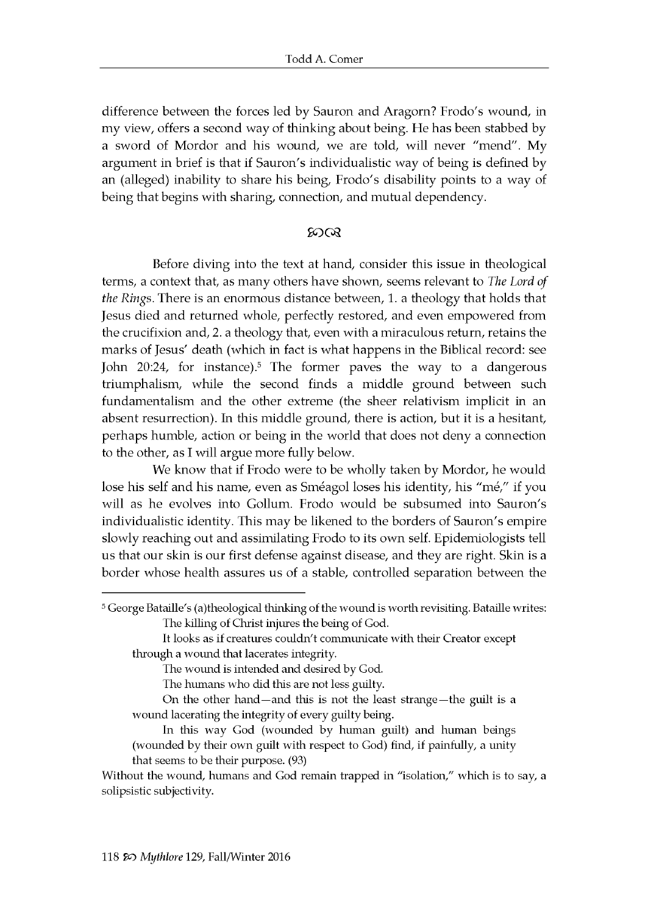difference between the forces led by Sauron and Aragorn? Frodo's wound, in my view, offers a second way of thinking about being. He has been stabbed by a sword of Mordor and his wound, we are told, will never "mend". My argument in brief is that if Sauron's individualistic way of being is defined by an (alleged) inability to share his being, Frodo's disability points to a way of being that begins with sharing, connection, and mutual dependency.

ꟷꟷ

Before diving into the text at hand, consider this issue in theological terms, a context that, as many others have shown, seems relevant to *The Lord of the Rings*. There is an enormous distance between, 1. a theology that holds that Jesus died and returned whole, perfectly restored, and even empowered from the crucifixion and, 2. a theology that, even with a miraculous return, retains the marks of Jesus' death (which in fact is what happens in the Biblical record: see John 20:24, for instance).[5] The former paves the way to a dangerous triumphalism, while the second finds a middle ground between such fundamentalism and the other extreme (the sheer relativism implicit in an absent resurrection). In this middle ground, there is action, but it is a hesitant, perhaps humble, action or being in the world that does not deny a connection to the other, as I will argue more fully below.

We know that if Frodo were to be wholly taken by Mordor, he would lose his self and his name, even as Sméagol loses his identity, his "mé," if you will as he evolves into Gollum. Frodo would be subsumed into Sauron's individualistic identity. This may be likened to the borders of Sauron's empire slowly reaching out and assimilating Frodo to its own self. Epidemiologists tell us that our skin is our first defense against disease, and they are right. Skin is a border whose health assures us of a stable, controlled separation between the

---

[5] George Bataille's (a)theological thinking of the wound is worth revisiting. Bataille writes:

> The killing of Christ injures the being of God.
>
> It looks as if creatures couldn't communicate with their Creator except through a wound that lacerates integrity.
>
> The wound is intended and desired by God.
>
> The humans who did this are not less guilty.
>
> On the other hand—and this is not the least strange—the guilt is a wound lacerating the integrity of every guilty being.
>
> In this way God (wounded by human guilt) and human beings (wounded by their own guilt with respect to God) find, if painfully, a unity that seems to be their purpose. (93)

Without the wound, humans and God remain trapped in "isolation," which is to say, a solipsistic subjectivity.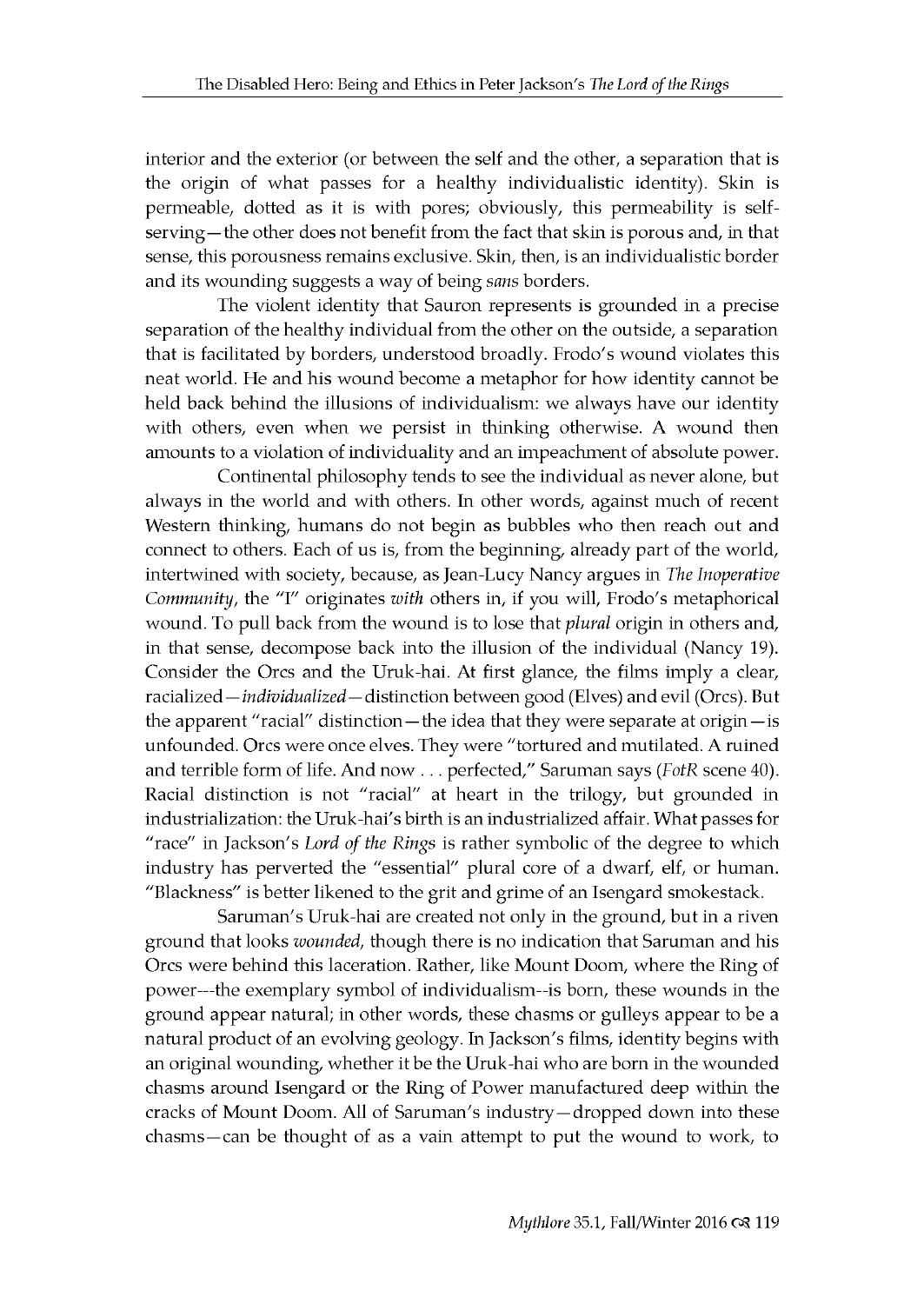interior and the exterior (or between the self and the other, a separation that is the origin of what passes for a healthy individualistic identity). Skin is permeable, dotted as it is with pores; obviously, this permeability is self-serving—the other does not benefit from the fact that skin is porous and, in that sense, this porousness remains exclusive. Skin, then, is an individualistic border and its wounding suggests a way of being *sans* borders.

The violent identity that Sauron represents is grounded in a precise separation of the healthy individual from the other on the outside, a separation that is facilitated by borders, understood broadly. Frodo's wound violates this neat world. He and his wound become a metaphor for how identity cannot be held back behind the illusions of individualism: we always have our identity with others, even when we persist in thinking otherwise. A wound then amounts to a violation of individuality and an impeachment of absolute power.

Continental philosophy tends to see the individual as never alone, but always in the world and with others. In other words, against much of recent Western thinking, humans do not begin as bubbles who then reach out and connect to others. Each of us is, from the beginning, already part of the world, intertwined with society, because, as Jean-Lucy Nancy argues in *The Inoperative Community*, the "I" originates *with* others in, if you will, Frodo's metaphorical wound. To pull back from the wound is to lose that *plural* origin in others and, in that sense, decompose back into the illusion of the individual (Nancy 19). Consider the Orcs and the Uruk-hai. At first glance, the films imply a clear, racialized—*individualized*—distinction between good (Elves) and evil (Orcs). But the apparent "racial" distinction—the idea that they were separate at origin—is unfounded. Orcs were once elves. They were "tortured and mutilated. A ruined and terrible form of life. And now . . . perfected," Saruman says (*FotR* scene 40). Racial distinction is not "racial" at heart in the trilogy, but grounded in industrialization: the Uruk-hai's birth is an industrialized affair. What passes for "race" in Jackson's *Lord of the Rings* is rather symbolic of the degree to which industry has perverted the "essential" plural core of a dwarf, elf, or human. "Blackness" is better likened to the grit and grime of an Isengard smokestack.

Saruman's Uruk-hai are created not only in the ground, but in a riven ground that looks *wounded*, though there is no indication that Saruman and his Orcs were behind this laceration. Rather, like Mount Doom, where the Ring of power---the exemplary symbol of individualism--is born, these wounds in the ground appear natural; in other words, these chasms or gulleys appear to be a natural product of an evolving geology. In Jackson's films, identity begins with an original wounding, whether it be the Uruk-hai who are born in the wounded chasms around Isengard or the Ring of Power manufactured deep within the cracks of Mount Doom. All of Saruman's industry—dropped down into these chasms—can be thought of as a vain attempt to put the wound to work, to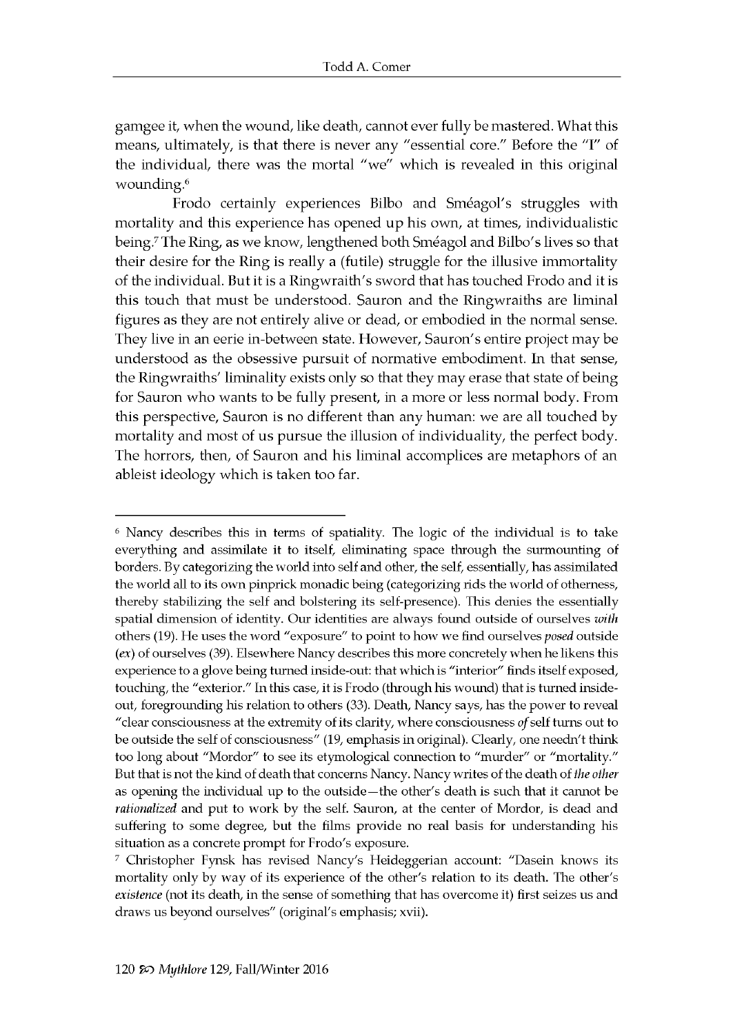gamgee it, when the wound, like death, cannot ever fully be mastered. What this means, ultimately, is that there is never any "essential core." Before the "I" of the individual, there was the mortal "we" which is revealed in this original wounding.[6]

Frodo certainly experiences Bilbo and Sméagol's struggles with mortality and this experience has opened up his own, at times, individualistic being.[7] The Ring, as we know, lengthened both Sméagol and Bilbo's lives so that their desire for the Ring is really a (futile) struggle for the illusive immortality of the individual. But it is a Ringwraith's sword that has touched Frodo and it is this touch that must be understood. Sauron and the Ringwraiths are liminal figures as they are not entirely alive or dead, or embodied in the normal sense. They live in an eerie in-between state. However, Sauron's entire project may be understood as the obsessive pursuit of normative embodiment. In that sense, the Ringwraiths' liminality exists only so that they may erase that state of being for Sauron who wants to be fully present, in a more or less normal body. From this perspective, Sauron is no different than any human: we are all touched by mortality and most of us pursue the illusion of individuality, the perfect body. The horrors, then, of Sauron and his liminal accomplices are metaphors of an ableist ideology which is taken too far.

---

[6] Nancy describes this in terms of spatiality. The logic of the individual is to take everything and assimilate it to itself, eliminating space through the surmounting of borders. By categorizing the world into self and other, the self, essentially, has assimilated the world all to its own pinprick monadic being (categorizing rids the world of otherness, thereby stabilizing the self and bolstering its self-presence). This denies the essentially spatial dimension of identity. Our identities are always found outside of ourselves *with* others (19). He uses the word "exposure" to point to how we find ourselves *posed* outside (*ex*) of ourselves (39). Elsewhere Nancy describes this more concretely when he likens this experience to a glove being turned inside-out: that which is "interior" finds itself exposed, touching, the "exterior." In this case, it is Frodo (through his wound) that is turned inside-out, foregrounding his relation to others (33). Death, Nancy says, has the power to reveal "clear consciousness at the extremity of its clarity, where consciousness *of* self turns out to be outside the self of consciousness" (19, emphasis in original). Clearly, one needn't think too long about "Mordor" to see its etymological connection to "murder" or "mortality." But that is not the kind of death that concerns Nancy. Nancy writes of the death of *the other* as opening the individual up to the outside—the other's death is such that it cannot be *rationalized* and put to work by the self. Sauron, at the center of Mordor, is dead and suffering to some degree, but the films provide no real basis for understanding his situation as a concrete prompt for Frodo's exposure.

[7] Christopher Fynsk has revised Nancy's Heideggerian account: "Dasein knows its mortality only by way of its experience of the other's relation to its death. The other's *existence* (not its death, in the sense of something that has overcome it) first seizes us and draws us beyond ourselves" (original's emphasis; xvii).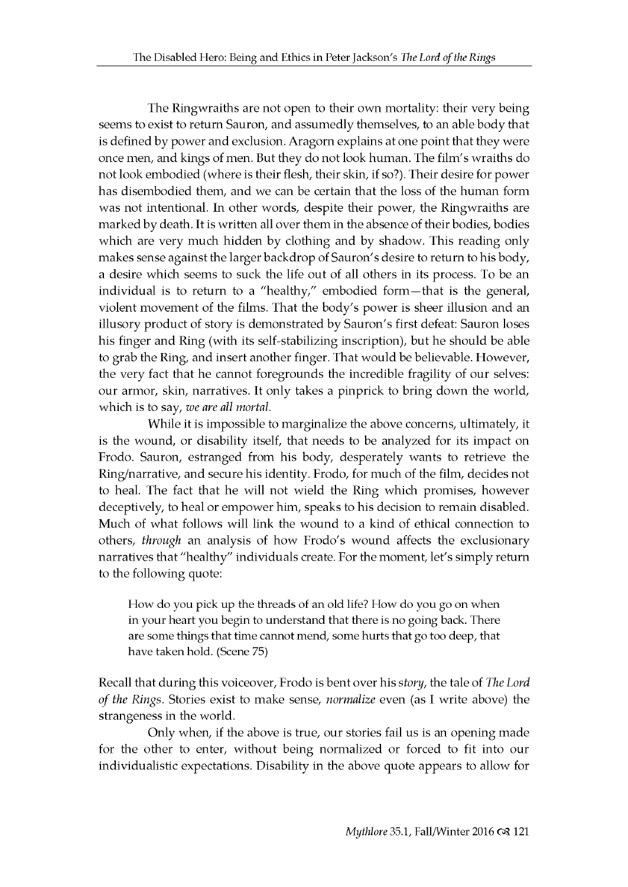The Ringwraiths are not open to their own mortality: their very being seems to exist to return Sauron, and assumedly themselves, to an able body that is defined by power and exclusion. Aragorn explains at one point that they were once men, and kings of men. But they do not look human. The film's wraiths do not look embodied (where is their flesh, their skin, if so?). Their desire for power has disembodied them, and we can be certain that the loss of the human form was not intentional. In other words, despite their power, the Ringwraiths are marked by death. It is written all over them in the absence of their bodies, bodies which are very much hidden by clothing and by shadow. This reading only makes sense against the larger backdrop of Sauron's desire to return to his body, a desire which seems to suck the life out of all others in its process. To be an individual is to return to a "healthy," embodied form—that is the general, violent movement of the films. That the body's power is sheer illusion and an illusory product of story is demonstrated by Sauron's first defeat: Sauron loses his finger and Ring (with its self-stabilizing inscription), but he should be able to grab the Ring, and insert another finger. That would be believable. However, the very fact that he cannot foregrounds the incredible fragility of our selves: our armor, skin, narratives. It only takes a pinprick to bring down the world, which is to say, *we are all mortal*.

While it is impossible to marginalize the above concerns, ultimately, it is the wound, or disability itself, that needs to be analyzed for its impact on Frodo. Sauron, estranged from his body, desperately wants to retrieve the Ring/narrative, and secure his identity. Frodo, for much of the film, decides not to heal. The fact that he will not wield the Ring which promises, however deceptively, to heal or empower him, speaks to his decision to remain disabled. Much of what follows will link the wound to a kind of ethical connection to others, *through* an analysis of how Frodo's wound affects the exclusionary narratives that "healthy" individuals create. For the moment, let's simply return to the following quote:

> How do you pick up the threads of an old life? How do you go on when in your heart you begin to understand that there is no going back. There are some things that time cannot mend, some hurts that go too deep, that have taken hold. (Scene 75)

Recall that during this voiceover, Frodo is bent over his *story*, the tale of *The Lord of the Rings*. Stories exist to make sense, *normalize* even (as I write above) the strangeness in the world.

Only when, if the above is true, our stories fail us is an opening made for the other to enter, without being normalized or forced to fit into our individualistic expectations. Disability in the above quote appears to allow for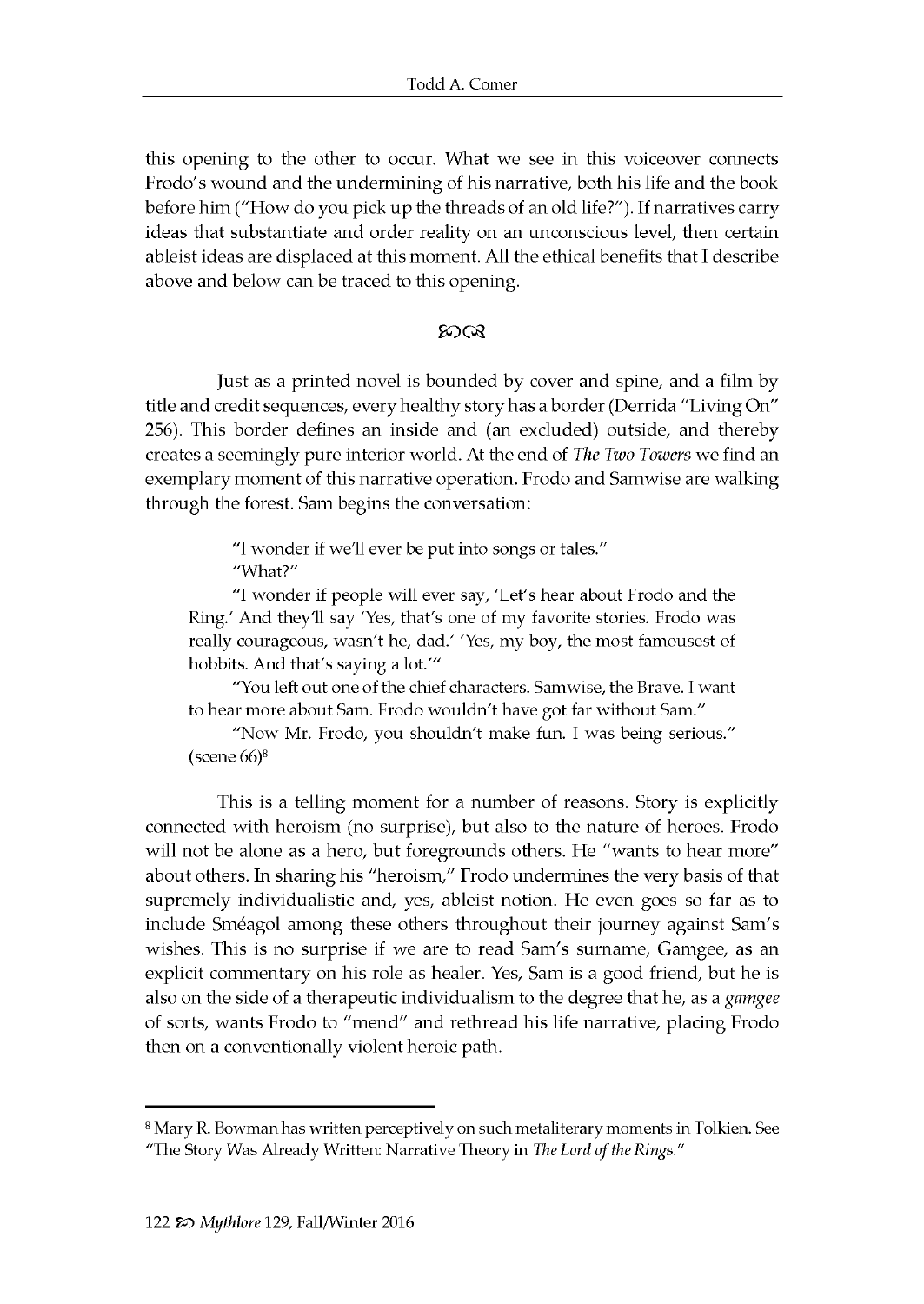this opening to the other to occur. What we see in this voiceover connects Frodo's wound and the undermining of his narrative, both his life and the book before him ("How do you pick up the threads of an old life?"). If narratives carry ideas that substantiate and order reality on an unconscious level, then certain ableist ideas are displaced at this moment. All the ethical benefits that I describe above and below can be traced to this opening.

ꟹꟹ

Just as a printed novel is bounded by cover and spine, and a film by title and credit sequences, every healthy story has a border (Derrida "Living On" 256). This border defines an inside and (an excluded) outside, and thereby creates a seemingly pure interior world. At the end of *The Two Towers* we find an exemplary moment of this narrative operation. Frodo and Samwise are walking through the forest. Sam begins the conversation:

> "I wonder if we'll ever be put into songs or tales."
> "What?"
> "I wonder if people will ever say, 'Let's hear about Frodo and the Ring.' And they'll say 'Yes, that's one of my favorite stories. Frodo was really courageous, wasn't he, dad.' 'Yes, my boy, the most famousest of hobbits. And that's saying a lot.'"
> "You left out one of the chief characters. Samwise, the Brave. I want to hear more about Sam. Frodo wouldn't have got far without Sam."
> "Now Mr. Frodo, you shouldn't make fun. I was being serious." (scene 66)[8]

This is a telling moment for a number of reasons. Story is explicitly connected with heroism (no surprise), but also to the nature of heroes. Frodo will not be alone as a hero, but foregrounds others. He "wants to hear more" about others. In sharing his "heroism," Frodo undermines the very basis of that supremely individualistic and, yes, ableist notion. He even goes so far as to include Sméagol among these others throughout their journey against Sam's wishes. This is no surprise if we are to read Sam's surname, Gamgee, as an explicit commentary on his role as healer. Yes, Sam is a good friend, but he is also on the side of a therapeutic individualism to the degree that he, as a *gamgee* of sorts, wants Frodo to "mend" and rethread his life narrative, placing Frodo then on a conventionally violent heroic path.

---

[8] Mary R. Bowman has written perceptively on such metaliterary moments in Tolkien. See "The Story Was Already Written: Narrative Theory in *The Lord of the Rings*."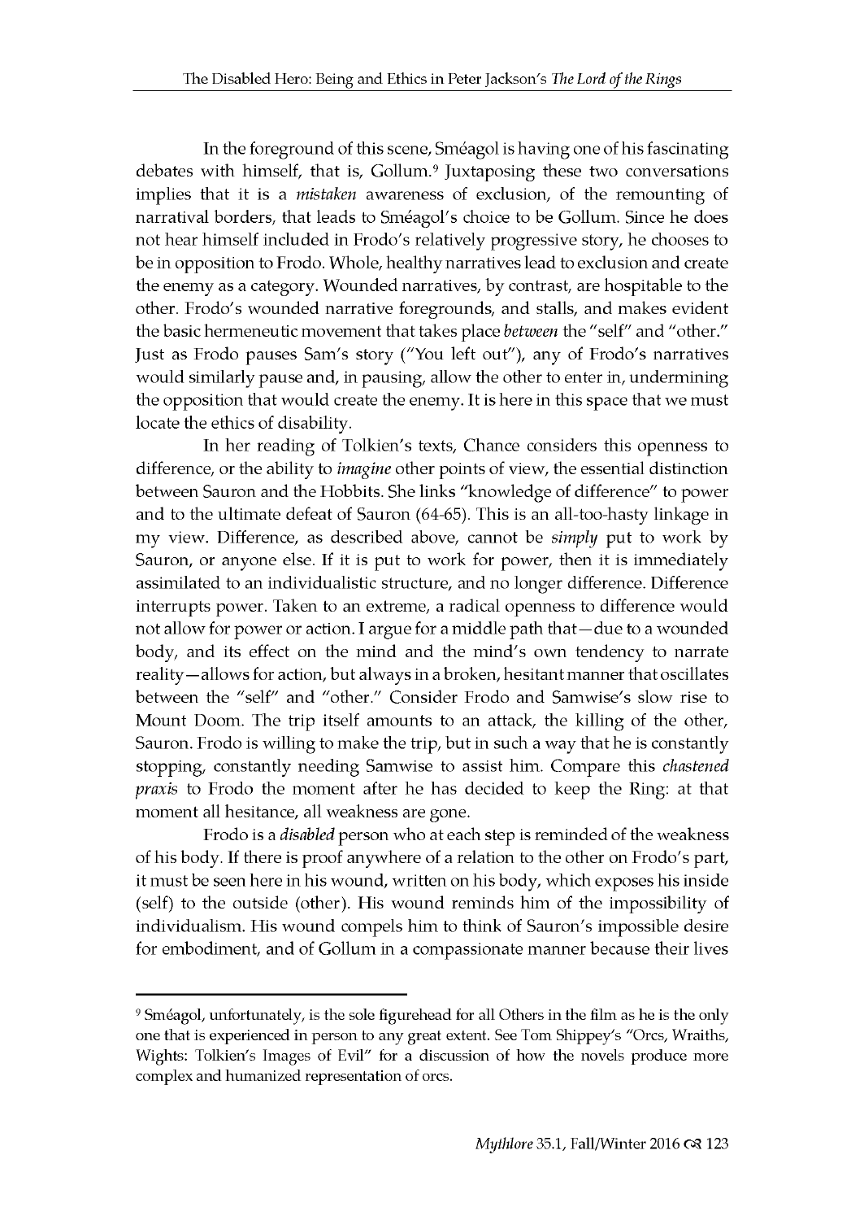In the foreground of this scene, Sméagol is having one of his fascinating debates with himself, that is, Gollum.[9] Juxtaposing these two conversations implies that it is a *mistaken* awareness of exclusion, of the remounting of narratival borders, that leads to Sméagol's choice to be Gollum. Since he does not hear himself included in Frodo's relatively progressive story, he chooses to be in opposition to Frodo. Whole, healthy narratives lead to exclusion and create the enemy as a category. Wounded narratives, by contrast, are hospitable to the other. Frodo's wounded narrative foregrounds, and stalls, and makes evident the basic hermeneutic movement that takes place *between* the "self" and "other." Just as Frodo pauses Sam's story ("You left out"), any of Frodo's narratives would similarly pause and, in pausing, allow the other to enter in, undermining the opposition that would create the enemy. It is here in this space that we must locate the ethics of disability.

In her reading of Tolkien's texts, Chance considers this openness to difference, or the ability to *imagine* other points of view, the essential distinction between Sauron and the Hobbits. She links "knowledge of difference" to power and to the ultimate defeat of Sauron (64-65). This is an all-too-hasty linkage in my view. Difference, as described above, cannot be *simply* put to work by Sauron, or anyone else. If it is put to work for power, then it is immediately assimilated to an individualistic structure, and no longer difference. Difference interrupts power. Taken to an extreme, a radical openness to difference would not allow for power or action. I argue for a middle path that—due to a wounded body, and its effect on the mind and the mind's own tendency to narrate reality—allows for action, but always in a broken, hesitant manner that oscillates between the "self" and "other." Consider Frodo and Samwise's slow rise to Mount Doom. The trip itself amounts to an attack, the killing of the other, Sauron. Frodo is willing to make the trip, but in such a way that he is constantly stopping, constantly needing Samwise to assist him. Compare this *chastened praxis* to Frodo the moment after he has decided to keep the Ring: at that moment all hesitance, all weakness are gone.

Frodo is a *disabled* person who at each step is reminded of the weakness of his body. If there is proof anywhere of a relation to the other on Frodo's part, it must be seen here in his wound, written on his body, which exposes his inside (self) to the outside (other). His wound reminds him of the impossibility of individualism. His wound compels him to think of Sauron's impossible desire for embodiment, and of Gollum in a compassionate manner because their lives

---

[9] Sméagol, unfortunately, is the sole figurehead for all Others in the film as he is the only one that is experienced in person to any great extent. See Tom Shippey's "Orcs, Wraiths, Wights: Tolkien's Images of Evil" for a discussion of how the novels produce more complex and humanized representation of orcs.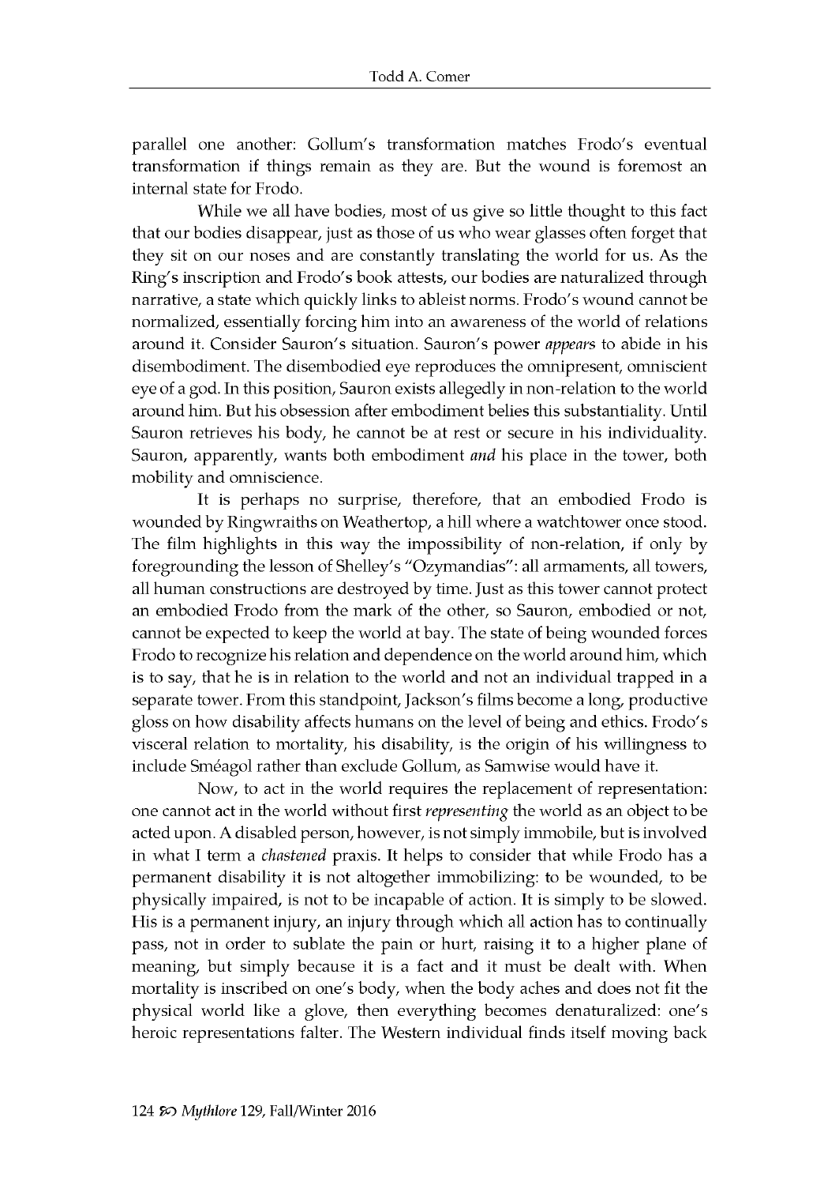parallel one another: Gollum's transformation matches Frodo's eventual transformation if things remain as they are. But the wound is foremost an internal state for Frodo.

While we all have bodies, most of us give so little thought to this fact that our bodies disappear, just as those of us who wear glasses often forget that they sit on our noses and are constantly translating the world for us. As the Ring's inscription and Frodo's book attests, our bodies are naturalized through narrative, a state which quickly links to ableist norms. Frodo's wound cannot be normalized, essentially forcing him into an awareness of the world of relations around it. Consider Sauron's situation. Sauron's power *appears* to abide in his disembodiment. The disembodied eye reproduces the omnipresent, omniscient eye of a god. In this position, Sauron exists allegedly in non-relation to the world around him. But his obsession after embodiment belies this substantiality. Until Sauron retrieves his body, he cannot be at rest or secure in his individuality. Sauron, apparently, wants both embodiment *and* his place in the tower, both mobility and omniscience.

It is perhaps no surprise, therefore, that an embodied Frodo is wounded by Ringwraiths on Weathertop, a hill where a watchtower once stood. The film highlights in this way the impossibility of non-relation, if only by foregrounding the lesson of Shelley's "Ozymandias": all armaments, all towers, all human constructions are destroyed by time. Just as this tower cannot protect an embodied Frodo from the mark of the other, so Sauron, embodied or not, cannot be expected to keep the world at bay. The state of being wounded forces Frodo to recognize his relation and dependence on the world around him, which is to say, that he is in relation to the world and not an individual trapped in a separate tower. From this standpoint, Jackson's films become a long, productive gloss on how disability affects humans on the level of being and ethics. Frodo's visceral relation to mortality, his disability, is the origin of his willingness to include Sméagol rather than exclude Gollum, as Samwise would have it.

Now, to act in the world requires the replacement of representation: one cannot act in the world without first *representing* the world as an object to be acted upon. A disabled person, however, is not simply immobile, but is involved in what I term a *chastened* praxis. It helps to consider that while Frodo has a permanent disability it is not altogether immobilizing: to be wounded, to be physically impaired, is not to be incapable of action. It is simply to be slowed. His is a permanent injury, an injury through which all action has to continually pass, not in order to sublate the pain or hurt, raising it to a higher plane of meaning, but simply because it is a fact and it must be dealt with. When mortality is inscribed on one's body, when the body aches and does not fit the physical world like a glove, then everything becomes denaturalized: one's heroic representations falter. The Western individual finds itself moving back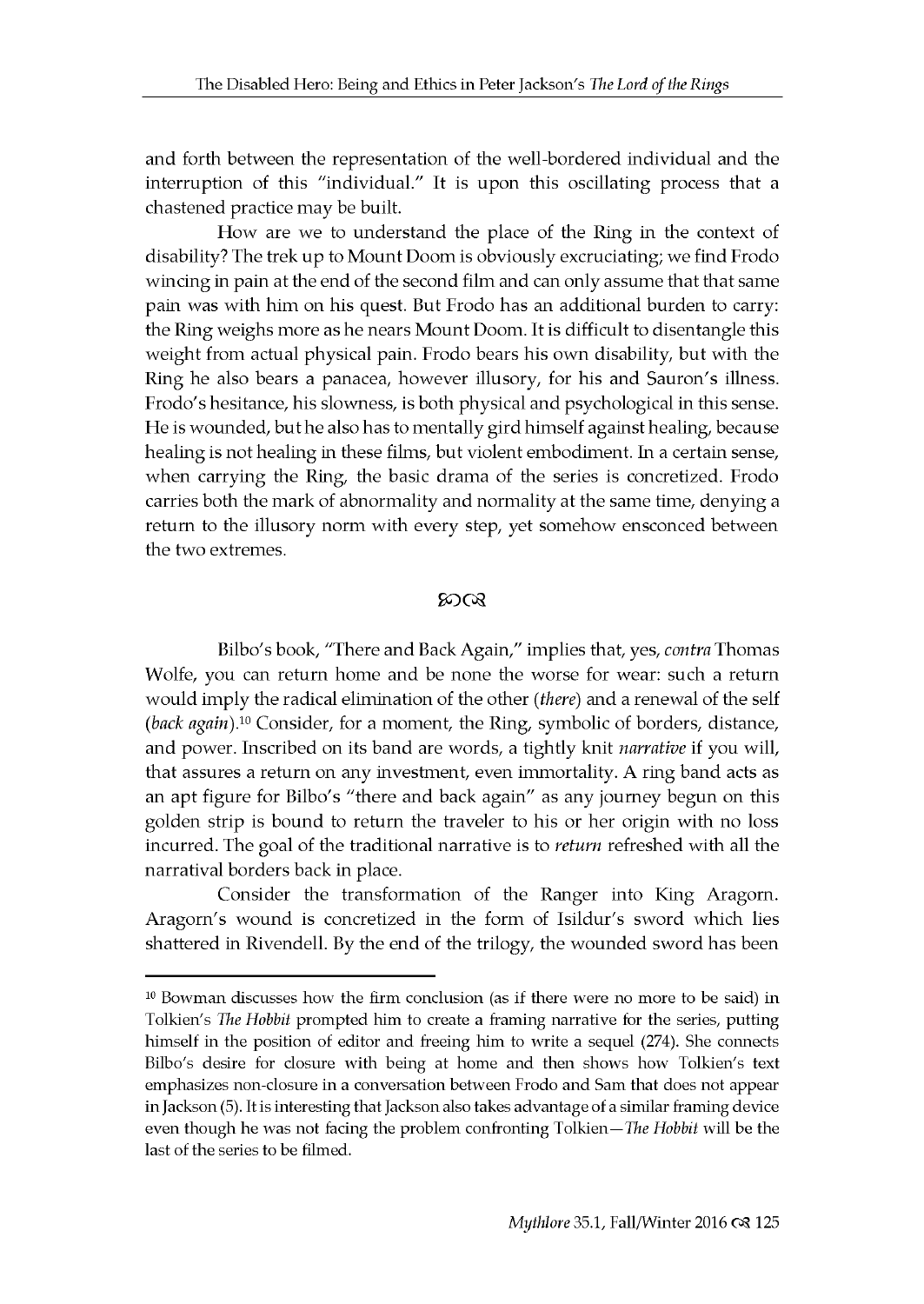and forth between the representation of the well-bordered individual and the interruption of this "individual." It is upon this oscillating process that a chastened practice may be built.

How are we to understand the place of the Ring in the context of disability? The trek up to Mount Doom is obviously excruciating; we find Frodo wincing in pain at the end of the second film and can only assume that that same pain was with him on his quest. But Frodo has an additional burden to carry: the Ring weighs more as he nears Mount Doom. It is difficult to disentangle this weight from actual physical pain. Frodo bears his own disability, but with the Ring he also bears a panacea, however illusory, for his and Sauron's illness. Frodo's hesitance, his slowness, is both physical and psychological in this sense. He is wounded, but he also has to mentally gird himself against healing, because healing is not healing in these films, but violent embodiment. In a certain sense, when carrying the Ring, the basic drama of the series is concretized. Frodo carries both the mark of abnormality and normality at the same time, denying a return to the illusory norm with every step, yet somehow ensconced between the two extremes.

ഈ൫

Bilbo's book, "There and Back Again," implies that, yes, *contra* Thomas Wolfe, you can return home and be none the worse for wear: such a return would imply the radical elimination of the other (*there*) and a renewal of the self (*back again*).[10] Consider, for a moment, the Ring, symbolic of borders, distance, and power. Inscribed on its band are words, a tightly knit *narrative* if you will, that assures a return on any investment, even immortality. A ring band acts as an apt figure for Bilbo's "there and back again" as any journey begun on this golden strip is bound to return the traveler to his or her origin with no loss incurred. The goal of the traditional narrative is to *return* refreshed with all the narratival borders back in place.

Consider the transformation of the Ranger into King Aragorn. Aragorn's wound is concretized in the form of Isildur's sword which lies shattered in Rivendell. By the end of the trilogy, the wounded sword has been

---

[10] Bowman discusses how the firm conclusion (as if there were no more to be said) in Tolkien's *The Hobbit* prompted him to create a framing narrative for the series, putting himself in the position of editor and freeing him to write a sequel (274). She connects Bilbo's desire for closure with being at home and then shows how Tolkien's text emphasizes non-closure in a conversation between Frodo and Sam that does not appear in Jackson (5). It is interesting that Jackson also takes advantage of a similar framing device even though he was not facing the problem confronting Tolkien—*The Hobbit* will be the last of the series to be filmed.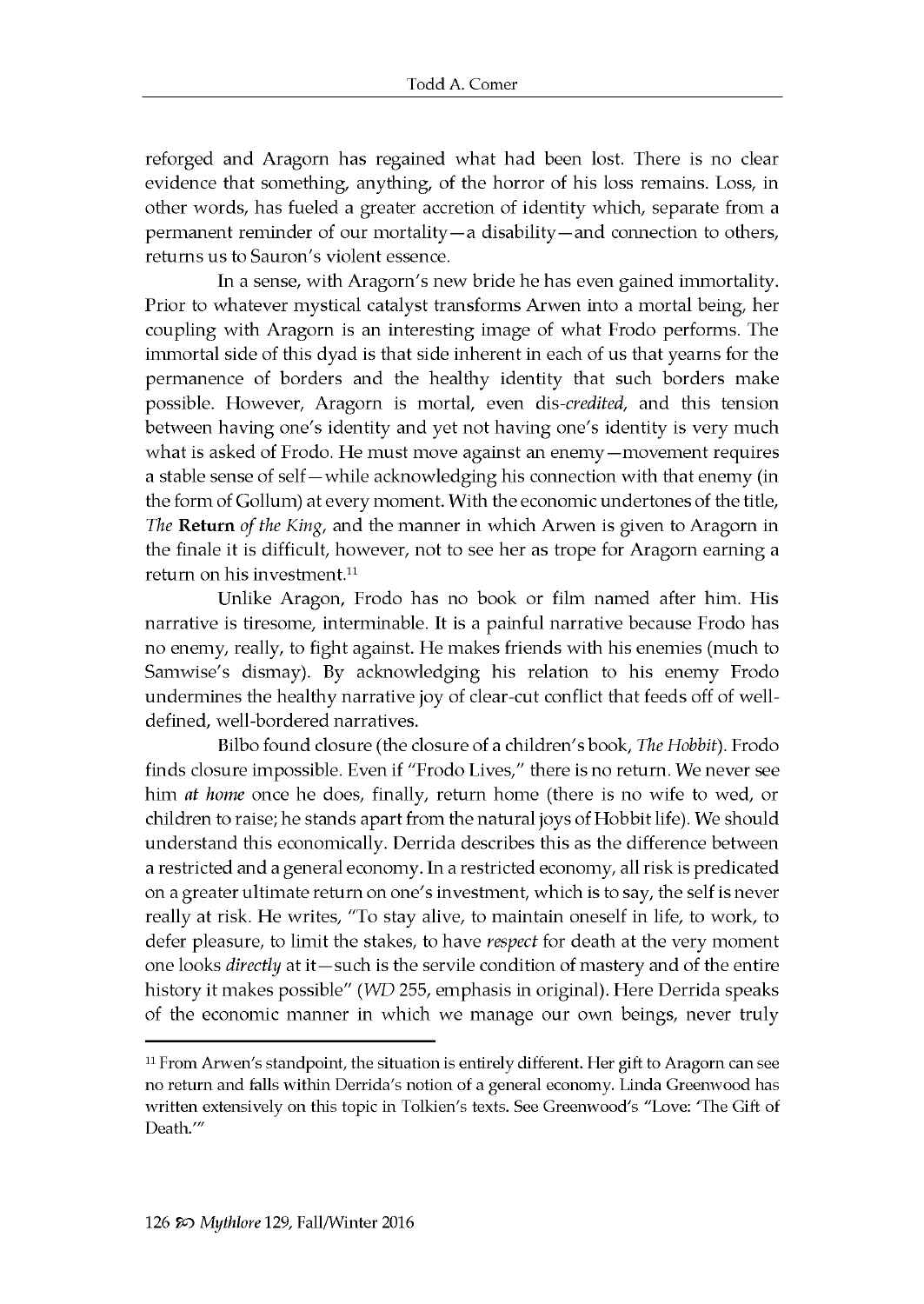reforged and Aragorn has regained what had been lost. There is no clear evidence that something, anything, of the horror of his loss remains. Loss, in other words, has fueled a greater accretion of identity which, separate from a permanent reminder of our mortality—a disability—and connection to others, returns us to Sauron's violent essence.

In a sense, with Aragorn's new bride he has even gained immortality. Prior to whatever mystical catalyst transforms Arwen into a mortal being, her coupling with Aragorn is an interesting image of what Frodo performs. The immortal side of this dyad is that side inherent in each of us that yearns for the permanence of borders and the healthy identity that such borders make possible. However, Aragorn is mortal, even dis-*credited*, and this tension between having one's identity and yet not having one's identity is very much what is asked of Frodo. He must move against an enemy—movement requires a stable sense of self—while acknowledging his connection with that enemy (in the form of Gollum) at every moment. With the economic undertones of the title, *The* **Return** *of the King*, and the manner in which Arwen is given to Aragorn in the finale it is difficult, however, not to see her as trope for Aragorn earning a return on his investment.[11]

Unlike Aragon, Frodo has no book or film named after him. His narrative is tiresome, interminable. It is a painful narrative because Frodo has no enemy, really, to fight against. He makes friends with his enemies (much to Samwise's dismay). By acknowledging his relation to his enemy Frodo undermines the healthy narrative joy of clear-cut conflict that feeds off of well-defined, well-bordered narratives.

Bilbo found closure (the closure of a children's book, *The Hobbit*). Frodo finds closure impossible. Even if "Frodo Lives," there is no return. We never see him *at home* once he does, finally, return home (there is no wife to wed, or children to raise; he stands apart from the natural joys of Hobbit life). We should understand this economically. Derrida describes this as the difference between a restricted and a general economy. In a restricted economy, all risk is predicated on a greater ultimate return on one's investment, which is to say, the self is never really at risk. He writes, "To stay alive, to maintain oneself in life, to work, to defer pleasure, to limit the stakes, to have *respect* for death at the very moment one looks *directly* at it—such is the servile condition of mastery and of the entire history it makes possible" (*WD* 255, emphasis in original). Here Derrida speaks of the economic manner in which we manage our own beings, never truly

---

[11] From Arwen's standpoint, the situation is entirely different. Her gift to Aragorn can see no return and falls within Derrida's notion of a general economy. Linda Greenwood has written extensively on this topic in Tolkien's texts. See Greenwood's "Love: 'The Gift of Death.'"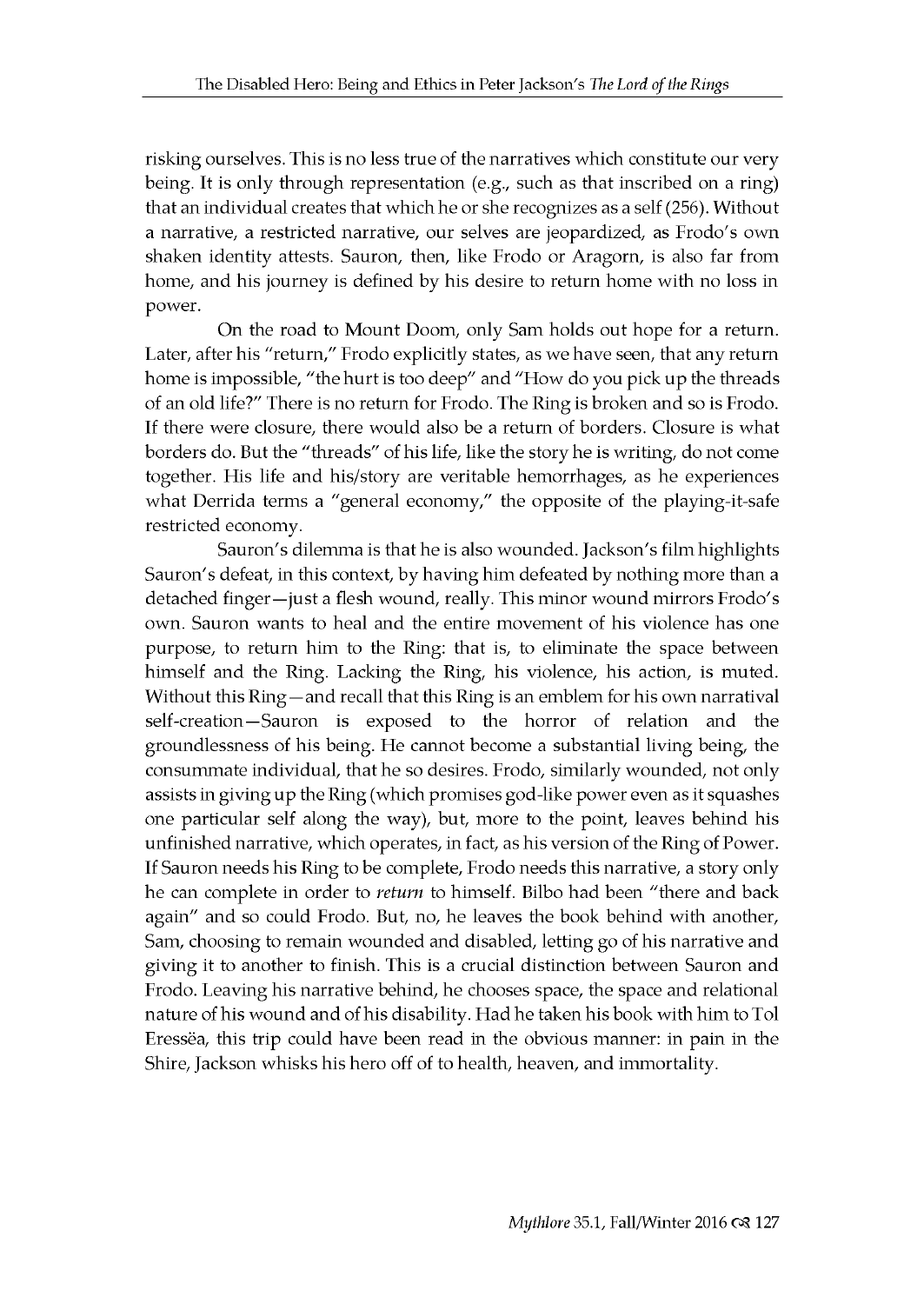risking ourselves. This is no less true of the narratives which constitute our very being. It is only through representation (e.g., such as that inscribed on a ring) that an individual creates that which he or she recognizes as a self (256). Without a narrative, a restricted narrative, our selves are jeopardized, as Frodo's own shaken identity attests. Sauron, then, like Frodo or Aragorn, is also far from home, and his journey is defined by his desire to return home with no loss in power.

On the road to Mount Doom, only Sam holds out hope for a return. Later, after his "return," Frodo explicitly states, as we have seen, that any return home is impossible, "the hurt is too deep" and "How do you pick up the threads of an old life?" There is no return for Frodo. The Ring is broken and so is Frodo. If there were closure, there would also be a return of borders. Closure is what borders do. But the "threads" of his life, like the story he is writing, do not come together. His life and his/story are veritable hemorrhages, as he experiences what Derrida terms a "general economy," the opposite of the playing-it-safe restricted economy.

Sauron's dilemma is that he is also wounded. Jackson's film highlights Sauron's defeat, in this context, by having him defeated by nothing more than a detached finger—just a flesh wound, really. This minor wound mirrors Frodo's own. Sauron wants to heal and the entire movement of his violence has one purpose, to return him to the Ring: that is, to eliminate the space between himself and the Ring. Lacking the Ring, his violence, his action, is muted. Without this Ring—and recall that this Ring is an emblem for his own narratival self-creation—Sauron is exposed to the horror of relation and the groundlessness of his being. He cannot become a substantial living being, the consummate individual, that he so desires. Frodo, similarly wounded, not only assists in giving up the Ring (which promises god-like power even as it squashes one particular self along the way), but, more to the point, leaves behind his unfinished narrative, which operates, in fact, as his version of the Ring of Power. If Sauron needs his Ring to be complete, Frodo needs this narrative, a story only he can complete in order to *return* to himself. Bilbo had been "there and back again" and so could Frodo. But, no, he leaves the book behind with another, Sam, choosing to remain wounded and disabled, letting go of his narrative and giving it to another to finish. This is a crucial distinction between Sauron and Frodo. Leaving his narrative behind, he chooses space, the space and relational nature of his wound and of his disability. Had he taken his book with him to Tol Eressëa, this trip could have been read in the obvious manner: in pain in the Shire, Jackson whisks his hero off of to health, heaven, and immortality.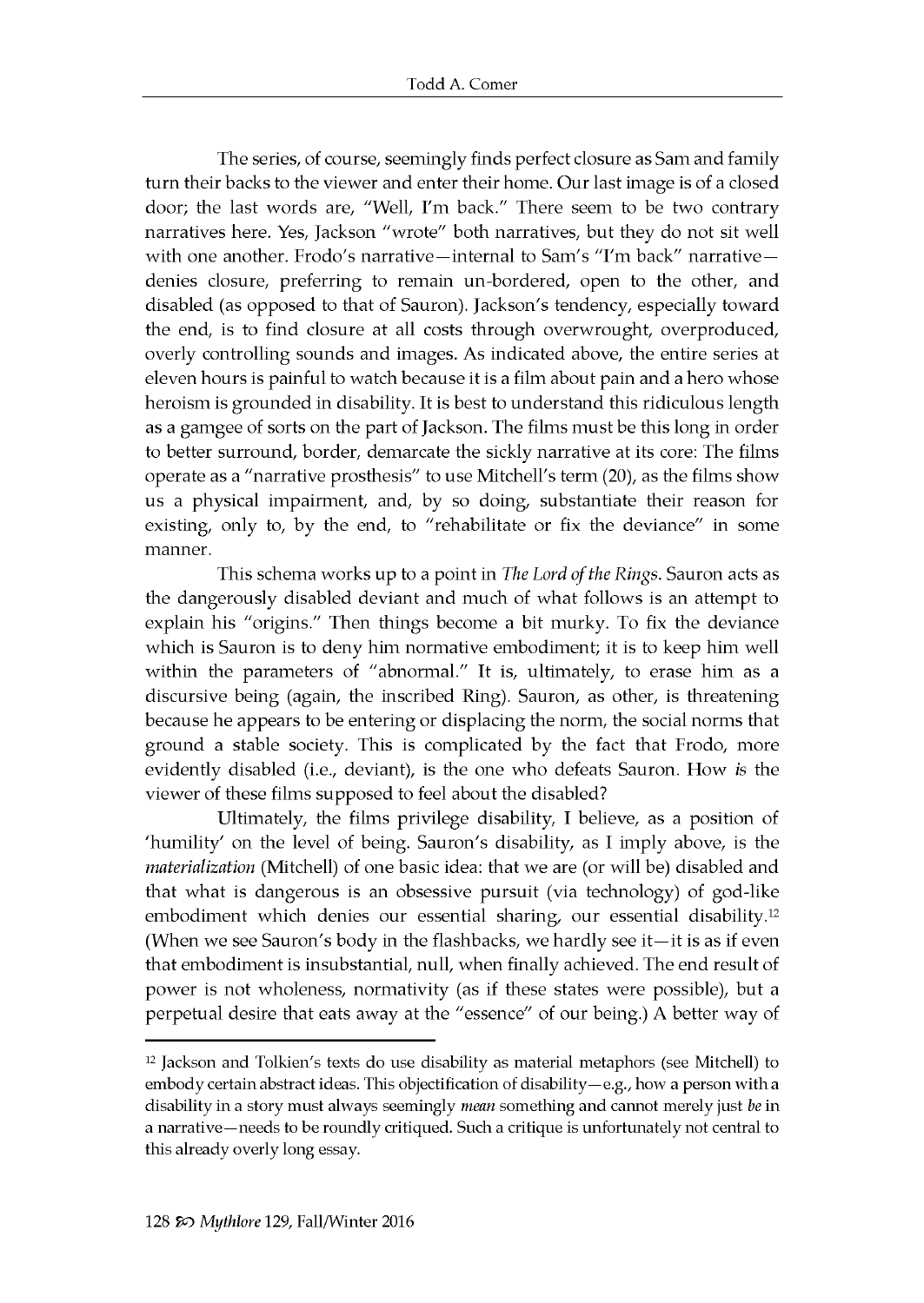The series, of course, seemingly finds perfect closure as Sam and family turn their backs to the viewer and enter their home. Our last image is of a closed door; the last words are, "Well, I'm back." There seem to be two contrary narratives here. Yes, Jackson "wrote" both narratives, but they do not sit well with one another. Frodo's narrative—internal to Sam's "I'm back" narrative—denies closure, preferring to remain un-bordered, open to the other, and disabled (as opposed to that of Sauron). Jackson's tendency, especially toward the end, is to find closure at all costs through overwrought, overproduced, overly controlling sounds and images. As indicated above, the entire series at eleven hours is painful to watch because it is a film about pain and a hero whose heroism is grounded in disability. It is best to understand this ridiculous length as a gamgee of sorts on the part of Jackson. The films must be this long in order to better surround, border, demarcate the sickly narrative at its core: The films operate as a "narrative prosthesis" to use Mitchell's term (20), as the films show us a physical impairment, and, by so doing, substantiate their reason for existing, only to, by the end, to "rehabilitate or fix the deviance" in some manner.

This schema works up to a point in *The Lord of the Rings*. Sauron acts as the dangerously disabled deviant and much of what follows is an attempt to explain his "origins." Then things become a bit murky. To fix the deviance which is Sauron is to deny him normative embodiment; it is to keep him well within the parameters of "abnormal." It is, ultimately, to erase him as a discursive being (again, the inscribed Ring). Sauron, as other, is threatening because he appears to be entering or displacing the norm, the social norms that ground a stable society. This is complicated by the fact that Frodo, more evidently disabled (i.e., deviant), is the one who defeats Sauron. How *is* the viewer of these films supposed to feel about the disabled?

Ultimately, the films privilege disability, I believe, as a position of 'humility' on the level of being. Sauron's disability, as I imply above, is the *materialization* (Mitchell) of one basic idea: that we are (or will be) disabled and that what is dangerous is an obsessive pursuit (via technology) of god-like embodiment which denies our essential sharing, our essential disability.[12] (When we see Sauron's body in the flashbacks, we hardly see it—it is as if even that embodiment is insubstantial, null, when finally achieved. The end result of power is not wholeness, normativity (as if these states were possible), but a perpetual desire that eats away at the "essence" of our being.) A better way of

[12] Jackson and Tolkien's texts do use disability as material metaphors (see Mitchell) to embody certain abstract ideas. This objectification of disability—e.g., how a person with a disability in a story must always seemingly *mean* something and cannot merely just *be* in a narrative—needs to be roundly critiqued. Such a critique is unfortunately not central to this already overly long essay.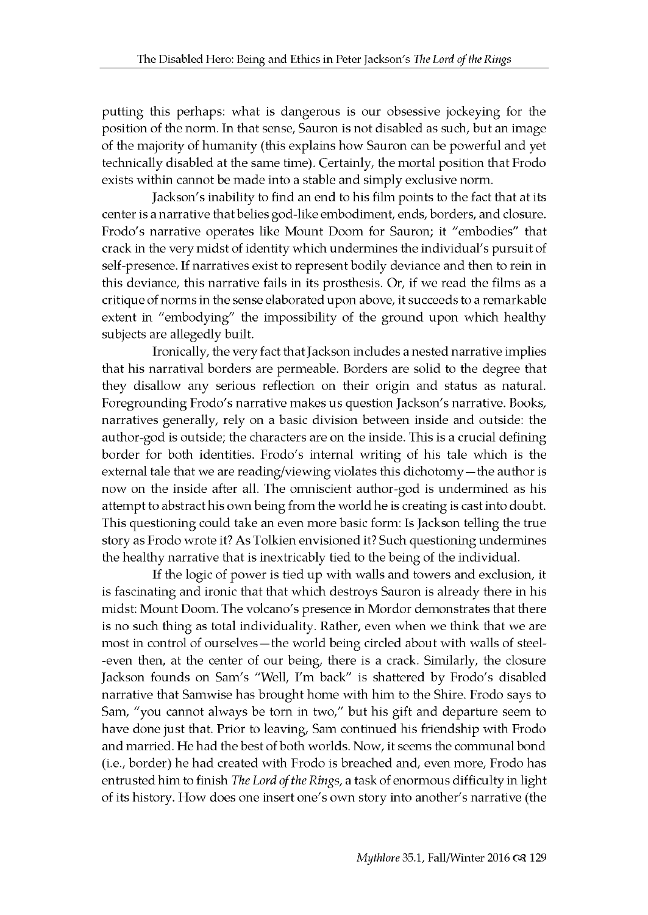putting this perhaps: what is dangerous is our obsessive jockeying for the position of the norm. In that sense, Sauron is not disabled as such, but an image of the majority of humanity (this explains how Sauron can be powerful and yet technically disabled at the same time). Certainly, the mortal position that Frodo exists within cannot be made into a stable and simply exclusive norm.

Jackson's inability to find an end to his film points to the fact that at its center is a narrative that belies god-like embodiment, ends, borders, and closure. Frodo's narrative operates like Mount Doom for Sauron; it "embodies" that crack in the very midst of identity which undermines the individual's pursuit of self-presence. If narratives exist to represent bodily deviance and then to rein in this deviance, this narrative fails in its prosthesis. Or, if we read the films as a critique of norms in the sense elaborated upon above, it succeeds to a remarkable extent in "embodying" the impossibility of the ground upon which healthy subjects are allegedly built.

Ironically, the very fact that Jackson includes a nested narrative implies that his narratival borders are permeable. Borders are solid to the degree that they disallow any serious reflection on their origin and status as natural. Foregrounding Frodo's narrative makes us question Jackson's narrative. Books, narratives generally, rely on a basic division between inside and outside: the author-god is outside; the characters are on the inside. This is a crucial defining border for both identities. Frodo's internal writing of his tale which is the external tale that we are reading/viewing violates this dichotomy—the author is now on the inside after all. The omniscient author-god is undermined as his attempt to abstract his own being from the world he is creating is cast into doubt. This questioning could take an even more basic form: Is Jackson telling the true story as Frodo wrote it? As Tolkien envisioned it? Such questioning undermines the healthy narrative that is inextricably tied to the being of the individual.

If the logic of power is tied up with walls and towers and exclusion, it is fascinating and ironic that that which destroys Sauron is already there in his midst: Mount Doom. The volcano's presence in Mordor demonstrates that there is no such thing as total individuality. Rather, even when we think that we are most in control of ourselves—the world being circled about with walls of steel--even then, at the center of our being, there is a crack. Similarly, the closure Jackson founds on Sam's "Well, I'm back" is shattered by Frodo's disabled narrative that Samwise has brought home with him to the Shire. Frodo says to Sam, "you cannot always be torn in two," but his gift and departure seem to have done just that. Prior to leaving, Sam continued his friendship with Frodo and married. He had the best of both worlds. Now, it seems the communal bond (i.e., border) he had created with Frodo is breached and, even more, Frodo has entrusted him to finish *The Lord of the Rings*, a task of enormous difficulty in light of its history. How does one insert one's own story into another's narrative (the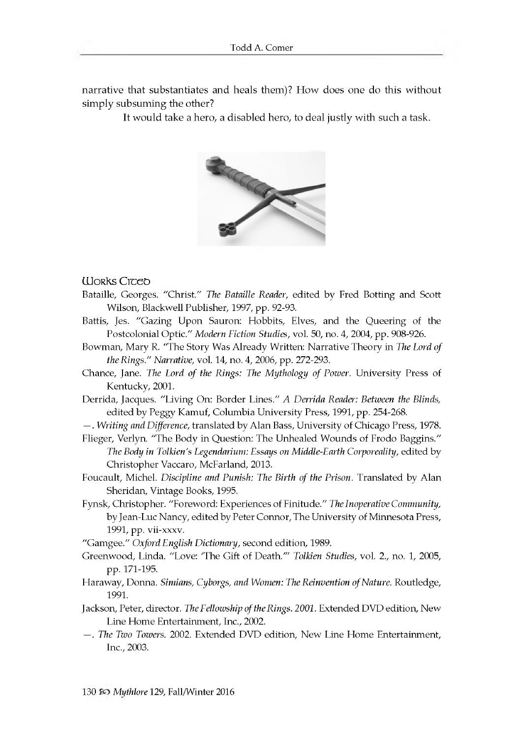narrative that substantiates and heals them)? How does one do this without simply subsuming the other?

It would take a hero, a disabled hero, to deal justly with such a task.

## Works Cited

Bataille, Georges. "Christ." *The Bataille Reader*, edited by Fred Botting and Scott Wilson, Blackwell Publisher, 1997, pp. 92-93.

Battis, Jes. "Gazing Upon Sauron: Hobbits, Elves, and the Queering of the Postcolonial Optic." *Modern Fiction Studies*, vol. 50, no. 4, 2004, pp. 908-926.

Bowman, Mary R. "The Story Was Already Written: Narrative Theory in *The Lord of the Rings*." *Narrative*, vol. 14, no. 4, 2006, pp. 272-293.

Chance, Jane. *The Lord of the Rings: The Mythology of Power*. University Press of Kentucky, 2001.

Derrida, Jacques. "Living On: Border Lines." *A Derrida Reader: Between the Blinds*, edited by Peggy Kamuf, Columbia University Press, 1991, pp. 254-268.

—. *Writing and Difference*, translated by Alan Bass, University of Chicago Press, 1978.

Flieger, Verlyn. "The Body in Question: The Unhealed Wounds of Frodo Baggins." *The Body in Tolkien's Legendarium: Essays on Middle-Earth Corporeality*, edited by Christopher Vaccaro, McFarland, 2013.

Foucault, Michel. *Discipline and Punish: The Birth of the Prison*. Translated by Alan Sheridan, Vintage Books, 1995.

Fynsk, Christopher. "Foreword: Experiences of Finitude." *The Inoperative Community*, by Jean-Luc Nancy, edited by Peter Connor, The University of Minnesota Press, 1991, pp. vii-xxxv.

"Gamgee." *Oxford English Dictionary*, second edition, 1989.

Greenwood, Linda. "Love: 'The Gift of Death.'" *Tolkien Studies*, vol. 2., no. 1, 2005, pp. 171-195.

Haraway, Donna. *Simians, Cyborgs, and Women: The Reinvention of Nature*. Routledge, 1991.

Jackson, Peter, director. *The Fellowship of the Rings. 2001*. Extended DVD edition, New Line Home Entertainment, Inc., 2002.

—. *The Two Towers*. 2002. Extended DVD edition, New Line Home Entertainment, Inc., 2003.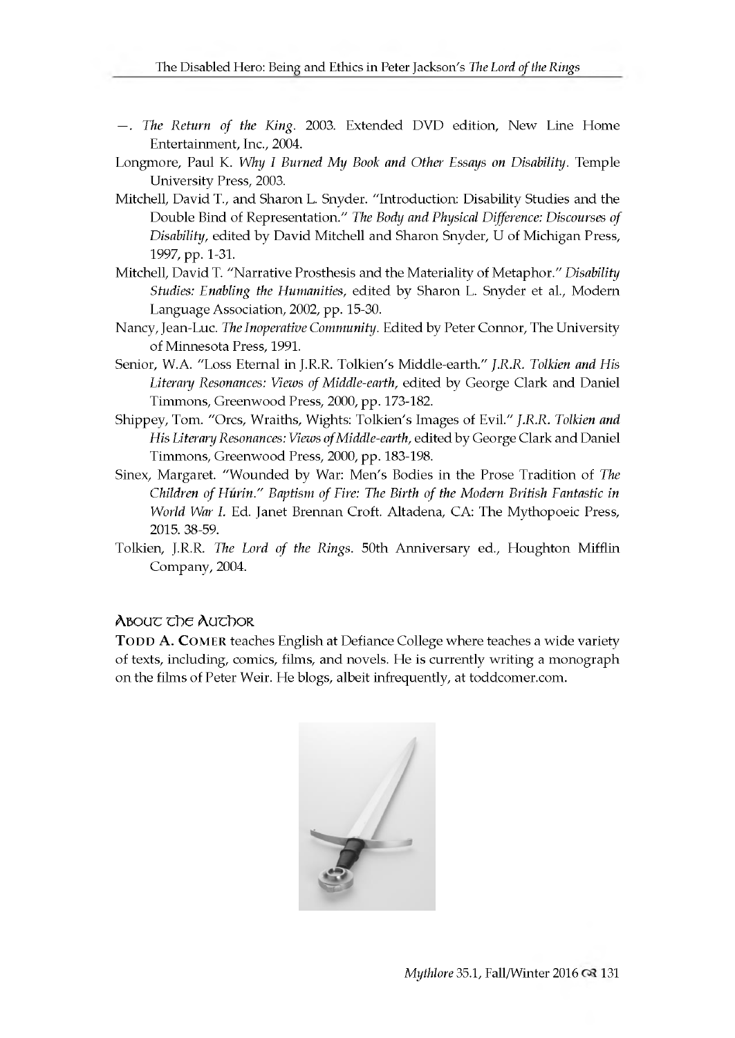—. *The Return of the King*. 2003. Extended DVD edition, New Line Home Entertainment, Inc., 2004.

Longmore, Paul K. *Why I Burned My Book and Other Essays on Disability*. Temple University Press, 2003.

Mitchell, David T., and Sharon L. Snyder. "Introduction: Disability Studies and the Double Bind of Representation." *The Body and Physical Difference: Discourses of Disability*, edited by David Mitchell and Sharon Snyder, U of Michigan Press, 1997, pp. 1-31.

Mitchell, David T. "Narrative Prosthesis and the Materiality of Metaphor." *Disability Studies: Enabling the Humanities*, edited by Sharon L. Snyder et al., Modern Language Association, 2002, pp. 15-30.

Nancy, Jean-Luc. *The Inoperative Community*. Edited by Peter Connor, The University of Minnesota Press, 1991.

Senior, W.A. "Loss Eternal in J.R.R. Tolkien's Middle-earth." *J.R.R. Tolkien and His Literary Resonances: Views of Middle-earth*, edited by George Clark and Daniel Timmons, Greenwood Press, 2000, pp. 173-182.

Shippey, Tom. "Orcs, Wraiths, Wights: Tolkien's Images of Evil." *J.R.R. Tolkien and His Literary Resonances: Views of Middle-earth*, edited by George Clark and Daniel Timmons, Greenwood Press, 2000, pp. 183-198.

Sinex, Margaret. "Wounded by War: Men's Bodies in the Prose Tradition of *The Children of Húrin*." *Baptism of Fire: The Birth of the Modern British Fantastic in World War I*. Ed. Janet Brennan Croft. Altadena, CA: The Mythopoeic Press, 2015. 38-59.

Tolkien, J.R.R. *The Lord of the Rings*. 50th Anniversary ed., Houghton Mifflin Company, 2004.

## About the Author

**TODD A. COMER** teaches English at Defiance College where teaches a wide variety of texts, including, comics, films, and novels. He is currently writing a monograph on the films of Peter Weir. He blogs, albeit infrequently, at toddcomer.com.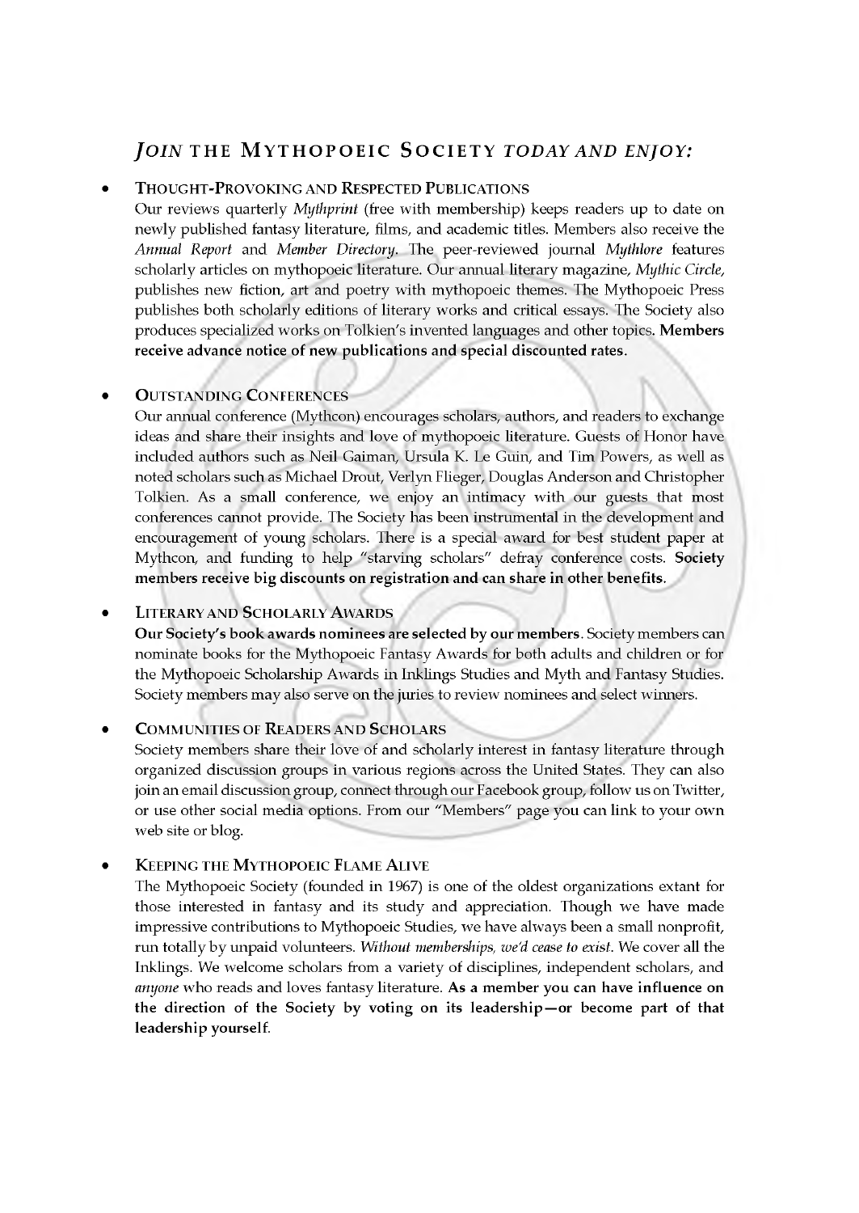## *JOIN* THE MYTHOPOEIC SOCIETY *TODAY AND ENJOY:*

- **THOUGHT-PROVOKING AND RESPECTED PUBLICATIONS**
  Our reviews quarterly *Mythprint* (free with membership) keeps readers up to date on newly published fantasy literature, films, and academic titles. Members also receive the *Annual Report* and *Member Directory*. The peer-reviewed journal *Mythlore* features scholarly articles on mythopoeic literature. Our annual literary magazine, *Mythic Circle,* publishes new fiction, art and poetry with mythopoeic themes. The Mythopoeic Press publishes both scholarly editions of literary works and critical essays. The Society also produces specialized works on Tolkien's invented languages and other topics. **Members receive advance notice of new publications and special discounted rates.**

- **OUTSTANDING CONFERENCES**
  Our annual conference (Mythcon) encourages scholars, authors, and readers to exchange ideas and share their insights and love of mythopoeic literature. Guests of Honor have included authors such as Neil Gaiman, Ursula K. Le Guin, and Tim Powers, as well as noted scholars such as Michael Drout, Verlyn Flieger, Douglas Anderson and Christopher Tolkien. As a small conference, we enjoy an intimacy with our guests that most conferences cannot provide. The Society has been instrumental in the development and encouragement of young scholars. There is a special award for best student paper at Mythcon, and funding to help "starving scholars" defray conference costs. **Society members receive big discounts on registration and can share in other benefits.**

- **LITERARY AND SCHOLARLY AWARDS**
  **Our Society's book awards nominees are selected by our members.** Society members can nominate books for the Mythopoeic Fantasy Awards for both adults and children or for the Mythopoeic Scholarship Awards in Inklings Studies and Myth and Fantasy Studies. Society members may also serve on the juries to review nominees and select winners.

- **COMMUNITIES OF READERS AND SCHOLARS**
  Society members share their love of and scholarly interest in fantasy literature through organized discussion groups in various regions across the United States. They can also join an email discussion group, connect through our Facebook group, follow us on Twitter, or use other social media options. From our "Members" page you can link to your own web site or blog.

- **KEEPING THE MYTHOPOEIC FLAME ALIVE**
  The Mythopoeic Society (founded in 1967) is one of the oldest organizations extant for those interested in fantasy and its study and appreciation. Though we have made impressive contributions to Mythopoeic Studies, we have always been a small nonprofit, run totally by unpaid volunteers. *Without memberships, we'd cease to exist.* We cover all the Inklings. We welcome scholars from a variety of disciplines, independent scholars, and *anyone* who reads and loves fantasy literature. **As a member you can have influence on the direction of the Society by voting on its leadership—or become part of that leadership yourself.**